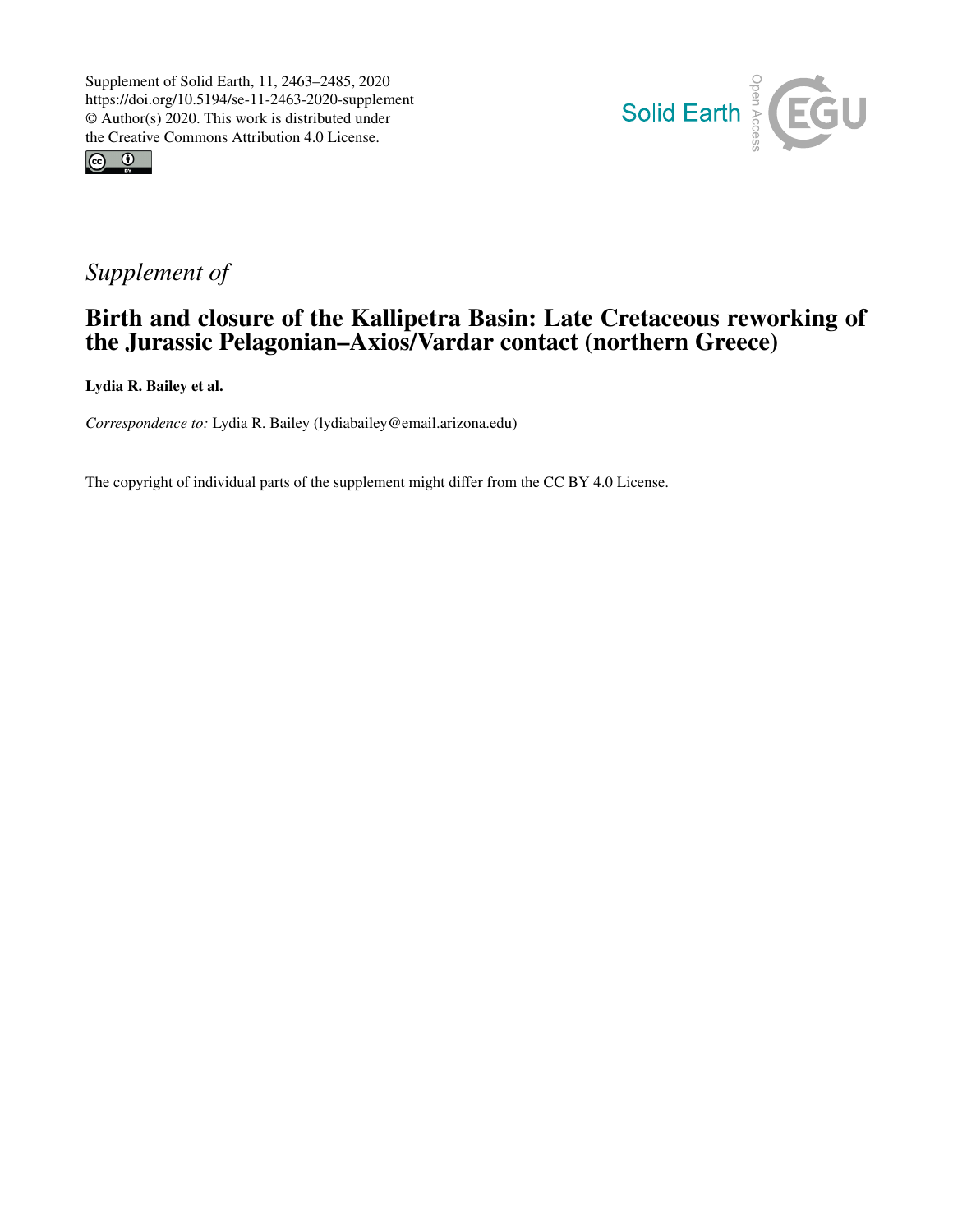Supplement of Solid Earth, 11, 2463–2485, 2020
https://doi.org/10.5194/se-11-2463-2020-supplement
© Author(s) 2020. This work is distributed under
the Creative Commons Attribution 4.0 License.

*Supplement of*

# Birth and closure of the Kallipetra Basin: Late Cretaceous reworking of the Jurassic Pelagonian–Axios/Vardar contact (northern Greece)

**Lydia R. Bailey et al.**

*Correspondence to:* Lydia R. Bailey (lydiabailey@email.arizona.edu)

The copyright of individual parts of the supplement might differ from the CC BY 4.0 License.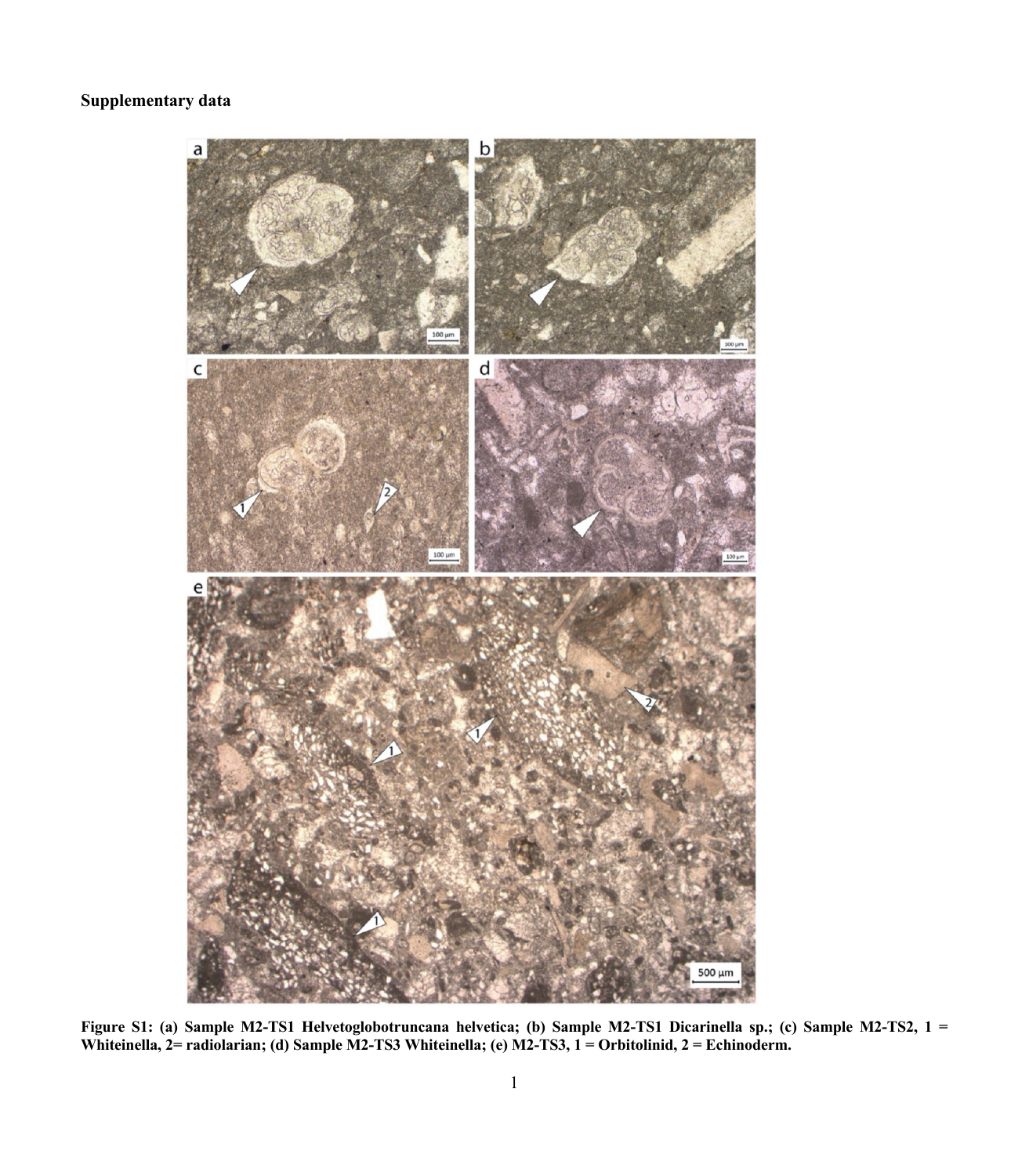**Supplementary data**

**Figure S1: (a) Sample M2-TS1 Helvetoglobotruncana helvetica; (b) Sample M2-TS1 Dicarinella sp.; (c) Sample M2-TS2, 1 = Whiteinella, 2= radiolarian; (d) Sample M2-TS3 Whiteinella; (e) M2-TS3, 1 = Orbitolinid, 2 = Echinoderm.**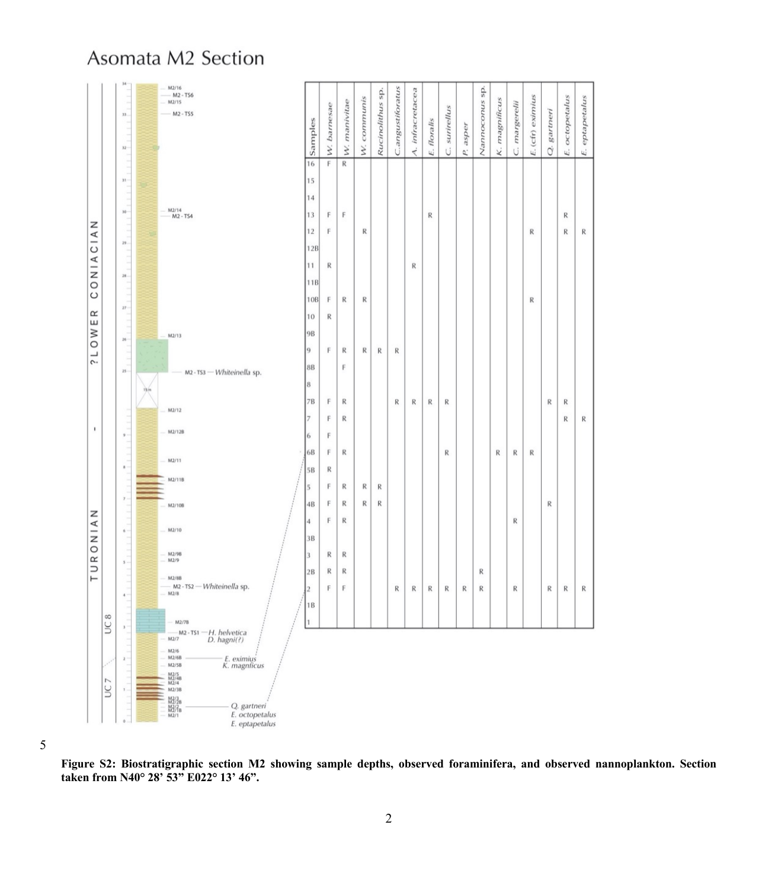# Asomata M2 Section

| Samples | W. barnesae | W. manivitae | W. communis | Rucinolithus sp. | C.angustiforatus | A. infracretacea | E. floralis | C. surirellus | P. asper | Nannoconus sp. | K. magnificus | C. margerelii | E. (cfr) eximius | Q. gartneri | E. octopetalus | E. eptapetalus |
|---|---|---|---|---|---|---|---|---|---|---|---|---|---|---|---|---|
| 16 | F | R | | | | | | | | | | | | | | |
| 15 | | | | | | | | | | | | | | | | |
| 14 | | | | | | | | | | | | | | | | |
| 13 | F | F | | | | | R | | | | | | | | R | |
| 12 | F | | R | | | | | | | | | | R | | R | R |
| 12B | | | | | | | | | | | | | | | | |
| 11 | R | | | | | R | | | | | | | | | | |
| 11B | | | | | | | | | | | | | | | | |
| 10B | F | R | R | | | | | | | | | | R | | | |
| 10 | R | | | | | | | | | | | | | | | |
| 9B | | | | | | | | | | | | | | | | |
| 9 | F | R | R | R | R | | | | | | | | | | | |
| 8B | | F | | | | | | | | | | | | | | |
| 8 | | | | | | | | | | | | | | | | |
| 7B | F | R | | | R | R | R | R | | | | | | R | R | |
| 7 | F | R | | | | | | | | | | | | | R | R |
| 6 | F | | | | | | | | | | | | | | | |
| 6B | F | R | | | | | | R | | | R | R | R | | | |
| 5B | R | | | | | | | | | | | | | | | |
| 5 | F | R | R | R | | | | | | | | | | | | |
| 4B | F | R | R | R | | | | | | | | | | R | | |
| 4 | F | R | | | | | | | | | | R | | | | |
| 3B | | | | | | | | | | | | | | | | |
| 3 | R | R | | | | | | | | | | | | | | |
| 2B | R | R | | | | | | | | R | | | | | | |
| 2 | F | F | | | R | R | R | R | R | R | | R | | R | R | R |
| 1B | | | | | | | | | | | | | | | | |
| 1 | | | | | | | | | | | | | | | | |

**Figure S2: Biostratigraphic section M2 showing sample depths, observed foraminifera, and observed nannoplankton. Section taken from N40° 28' 53" E022° 13' 46".**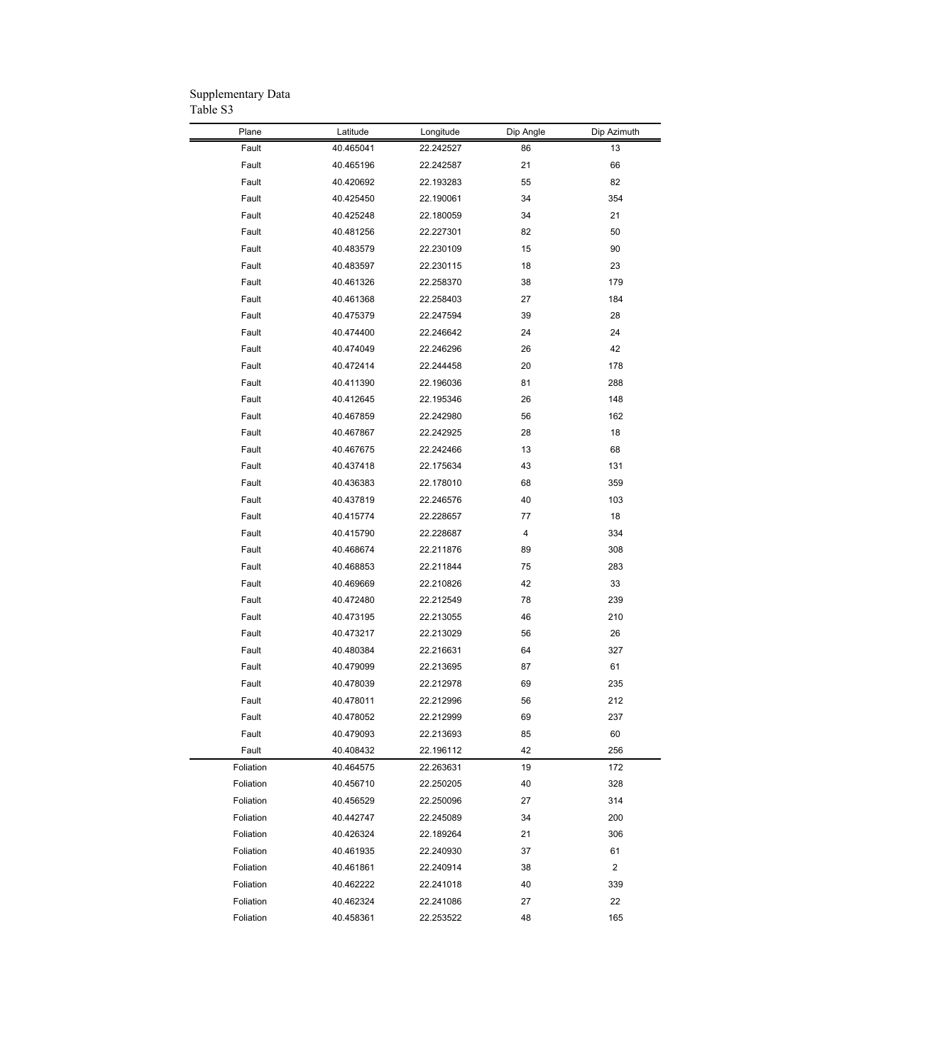Supplementary Data
Table S3

| Plane | Latitude | Longitude | Dip Angle | Dip Azimuth |
|---|---|---|---|---|
| Fault | 40.465041 | 22.242527 | 86 | 13 |
| Fault | 40.465196 | 22.242587 | 21 | 66 |
| Fault | 40.420692 | 22.193283 | 55 | 82 |
| Fault | 40.425450 | 22.190061 | 34 | 354 |
| Fault | 40.425248 | 22.180059 | 34 | 21 |
| Fault | 40.481256 | 22.227301 | 82 | 50 |
| Fault | 40.483579 | 22.230109 | 15 | 90 |
| Fault | 40.483597 | 22.230115 | 18 | 23 |
| Fault | 40.461326 | 22.258370 | 38 | 179 |
| Fault | 40.461368 | 22.258403 | 27 | 184 |
| Fault | 40.475379 | 22.247594 | 39 | 28 |
| Fault | 40.474400 | 22.246642 | 24 | 24 |
| Fault | 40.474049 | 22.246296 | 26 | 42 |
| Fault | 40.472414 | 22.244458 | 20 | 178 |
| Fault | 40.411390 | 22.196036 | 81 | 288 |
| Fault | 40.412645 | 22.195346 | 26 | 148 |
| Fault | 40.467859 | 22.242980 | 56 | 162 |
| Fault | 40.467867 | 22.242925 | 28 | 18 |
| Fault | 40.467675 | 22.242466 | 13 | 68 |
| Fault | 40.437418 | 22.175634 | 43 | 131 |
| Fault | 40.436383 | 22.178010 | 68 | 359 |
| Fault | 40.437819 | 22.246576 | 40 | 103 |
| Fault | 40.415774 | 22.228657 | 77 | 18 |
| Fault | 40.415790 | 22.228687 | 4 | 334 |
| Fault | 40.468674 | 22.211876 | 89 | 308 |
| Fault | 40.468853 | 22.211844 | 75 | 283 |
| Fault | 40.469669 | 22.210826 | 42 | 33 |
| Fault | 40.472480 | 22.212549 | 78 | 239 |
| Fault | 40.473195 | 22.213055 | 46 | 210 |
| Fault | 40.473217 | 22.213029 | 56 | 26 |
| Fault | 40.480384 | 22.216631 | 64 | 327 |
| Fault | 40.479099 | 22.213695 | 87 | 61 |
| Fault | 40.478039 | 22.212978 | 69 | 235 |
| Fault | 40.478011 | 22.212996 | 56 | 212 |
| Fault | 40.478052 | 22.212999 | 69 | 237 |
| Fault | 40.479093 | 22.213693 | 85 | 60 |
| Fault | 40.408432 | 22.196112 | 42 | 256 |
| Foliation | 40.464575 | 22.263631 | 19 | 172 |
| Foliation | 40.456710 | 22.250205 | 40 | 328 |
| Foliation | 40.456529 | 22.250096 | 27 | 314 |
| Foliation | 40.442747 | 22.245089 | 34 | 200 |
| Foliation | 40.426324 | 22.189264 | 21 | 306 |
| Foliation | 40.461935 | 22.240930 | 37 | 61 |
| Foliation | 40.461861 | 22.240914 | 38 | 2 |
| Foliation | 40.462222 | 22.241018 | 40 | 339 |
| Foliation | 40.462324 | 22.241086 | 27 | 22 |
| Foliation | 40.458361 | 22.253522 | 48 | 165 |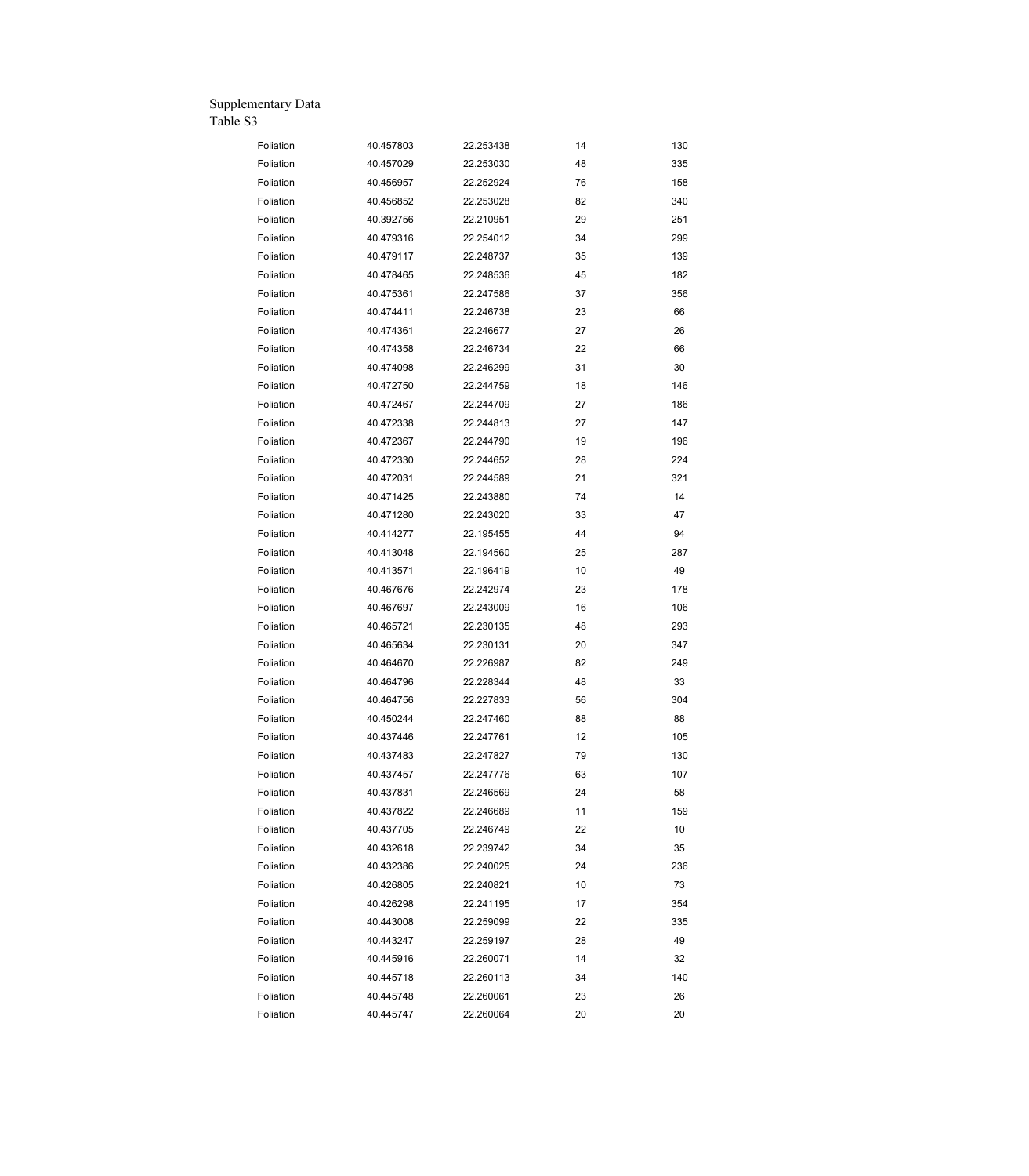Supplementary Data
Table S3

| | | | | |
|---|---|---|---|---|
| Foliation | 40.457803 | 22.253438 | 14 | 130 |
| Foliation | 40.457029 | 22.253030 | 48 | 335 |
| Foliation | 40.456957 | 22.252924 | 76 | 158 |
| Foliation | 40.456852 | 22.253028 | 82 | 340 |
| Foliation | 40.392756 | 22.210951 | 29 | 251 |
| Foliation | 40.479316 | 22.254012 | 34 | 299 |
| Foliation | 40.479117 | 22.248737 | 35 | 139 |
| Foliation | 40.478465 | 22.248536 | 45 | 182 |
| Foliation | 40.475361 | 22.247586 | 37 | 356 |
| Foliation | 40.474411 | 22.246738 | 23 | 66 |
| Foliation | 40.474361 | 22.246677 | 27 | 26 |
| Foliation | 40.474358 | 22.246734 | 22 | 66 |
| Foliation | 40.474098 | 22.246299 | 31 | 30 |
| Foliation | 40.472750 | 22.244759 | 18 | 146 |
| Foliation | 40.472467 | 22.244709 | 27 | 186 |
| Foliation | 40.472338 | 22.244813 | 27 | 147 |
| Foliation | 40.472367 | 22.244790 | 19 | 196 |
| Foliation | 40.472330 | 22.244652 | 28 | 224 |
| Foliation | 40.472031 | 22.244589 | 21 | 321 |
| Foliation | 40.471425 | 22.243880 | 74 | 14 |
| Foliation | 40.471280 | 22.243020 | 33 | 47 |
| Foliation | 40.414277 | 22.195455 | 44 | 94 |
| Foliation | 40.413048 | 22.194560 | 25 | 287 |
| Foliation | 40.413571 | 22.196419 | 10 | 49 |
| Foliation | 40.467676 | 22.242974 | 23 | 178 |
| Foliation | 40.467697 | 22.243009 | 16 | 106 |
| Foliation | 40.465721 | 22.230135 | 48 | 293 |
| Foliation | 40.465634 | 22.230131 | 20 | 347 |
| Foliation | 40.464670 | 22.226987 | 82 | 249 |
| Foliation | 40.464796 | 22.228344 | 48 | 33 |
| Foliation | 40.464756 | 22.227833 | 56 | 304 |
| Foliation | 40.450244 | 22.247460 | 88 | 88 |
| Foliation | 40.437446 | 22.247761 | 12 | 105 |
| Foliation | 40.437483 | 22.247827 | 79 | 130 |
| Foliation | 40.437457 | 22.247776 | 63 | 107 |
| Foliation | 40.437831 | 22.246569 | 24 | 58 |
| Foliation | 40.437822 | 22.246689 | 11 | 159 |
| Foliation | 40.437705 | 22.246749 | 22 | 10 |
| Foliation | 40.432618 | 22.239742 | 34 | 35 |
| Foliation | 40.432386 | 22.240025 | 24 | 236 |
| Foliation | 40.426805 | 22.240821 | 10 | 73 |
| Foliation | 40.426298 | 22.241195 | 17 | 354 |
| Foliation | 40.443008 | 22.259099 | 22 | 335 |
| Foliation | 40.443247 | 22.259197 | 28 | 49 |
| Foliation | 40.445916 | 22.260071 | 14 | 32 |
| Foliation | 40.445718 | 22.260113 | 34 | 140 |
| Foliation | 40.445748 | 22.260061 | 23 | 26 |
| Foliation | 40.445747 | 22.260064 | 20 | 20 |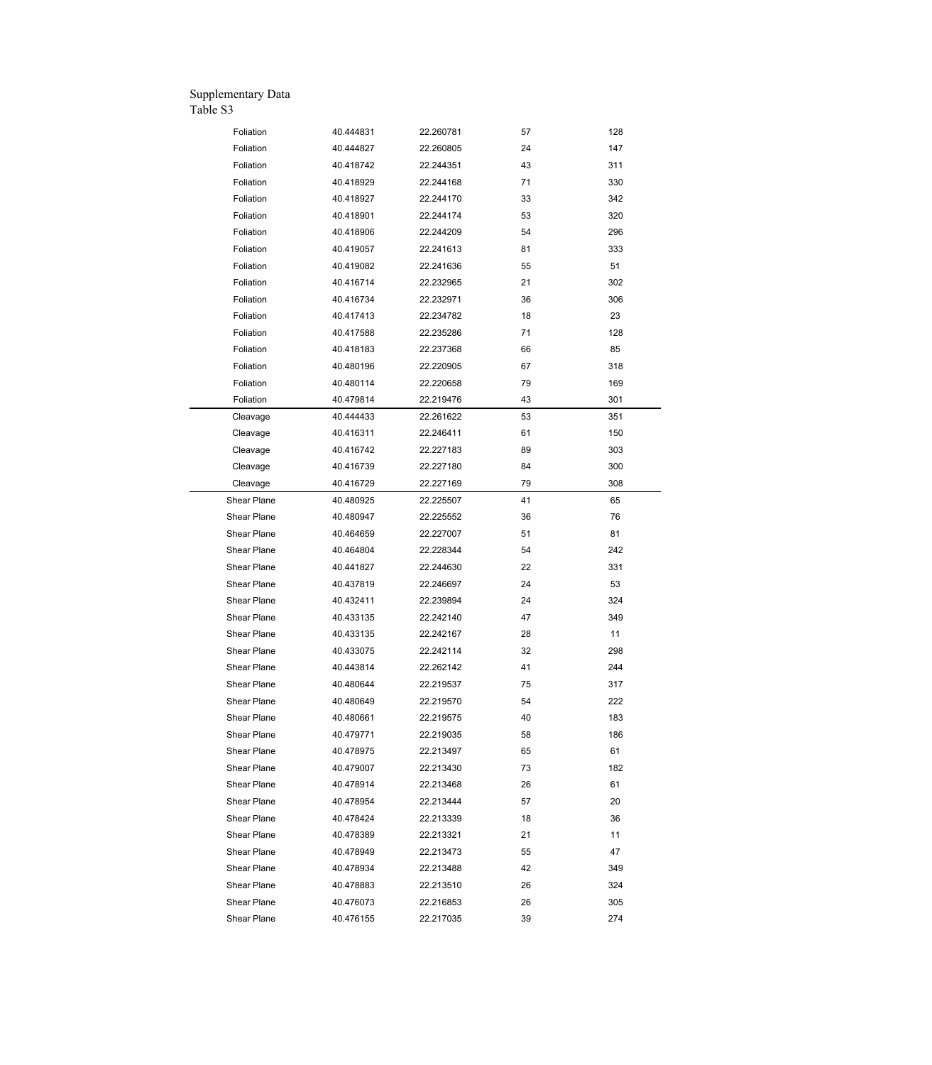Supplementary Data

Table S3

| | | | | |
|---|---|---|---|---|
| Foliation | 40.444831 | 22.260781 | 57 | 128 |
| Foliation | 40.444827 | 22.260805 | 24 | 147 |
| Foliation | 40.418742 | 22.244351 | 43 | 311 |
| Foliation | 40.418929 | 22.244168 | 71 | 330 |
| Foliation | 40.418927 | 22.244170 | 33 | 342 |
| Foliation | 40.418901 | 22.244174 | 53 | 320 |
| Foliation | 40.418906 | 22.244209 | 54 | 296 |
| Foliation | 40.419057 | 22.241613 | 81 | 333 |
| Foliation | 40.419082 | 22.241636 | 55 | 51 |
| Foliation | 40.416714 | 22.232965 | 21 | 302 |
| Foliation | 40.416734 | 22.232971 | 36 | 306 |
| Foliation | 40.417413 | 22.234782 | 18 | 23 |
| Foliation | 40.417588 | 22.235286 | 71 | 128 |
| Foliation | 40.418183 | 22.237368 | 66 | 85 |
| Foliation | 40.480196 | 22.220905 | 67 | 318 |
| Foliation | 40.480114 | 22.220658 | 79 | 169 |
| Foliation | 40.479814 | 22.219476 | 43 | 301 |
| Cleavage | 40.444433 | 22.261622 | 53 | 351 |
| Cleavage | 40.416311 | 22.246411 | 61 | 150 |
| Cleavage | 40.416742 | 22.227183 | 89 | 303 |
| Cleavage | 40.416739 | 22.227180 | 84 | 300 |
| Cleavage | 40.416729 | 22.227169 | 79 | 308 |
| Shear Plane | 40.480925 | 22.225507 | 41 | 65 |
| Shear Plane | 40.480947 | 22.225552 | 36 | 76 |
| Shear Plane | 40.464659 | 22.227007 | 51 | 81 |
| Shear Plane | 40.464804 | 22.228344 | 54 | 242 |
| Shear Plane | 40.441827 | 22.244630 | 22 | 331 |
| Shear Plane | 40.437819 | 22.246697 | 24 | 53 |
| Shear Plane | 40.432411 | 22.239894 | 24 | 324 |
| Shear Plane | 40.433135 | 22.242140 | 47 | 349 |
| Shear Plane | 40.433135 | 22.242167 | 28 | 11 |
| Shear Plane | 40.433075 | 22.242114 | 32 | 298 |
| Shear Plane | 40.443814 | 22.262142 | 41 | 244 |
| Shear Plane | 40.480644 | 22.219537 | 75 | 317 |
| Shear Plane | 40.480649 | 22.219570 | 54 | 222 |
| Shear Plane | 40.480661 | 22.219575 | 40 | 183 |
| Shear Plane | 40.479771 | 22.219035 | 58 | 186 |
| Shear Plane | 40.478975 | 22.213497 | 65 | 61 |
| Shear Plane | 40.479007 | 22.213430 | 73 | 182 |
| Shear Plane | 40.478914 | 22.213468 | 26 | 61 |
| Shear Plane | 40.478954 | 22.213444 | 57 | 20 |
| Shear Plane | 40.478424 | 22.213339 | 18 | 36 |
| Shear Plane | 40.478389 | 22.213321 | 21 | 11 |
| Shear Plane | 40.478949 | 22.213473 | 55 | 47 |
| Shear Plane | 40.478934 | 22.213488 | 42 | 349 |
| Shear Plane | 40.478883 | 22.213510 | 26 | 324 |
| Shear Plane | 40.476073 | 22.216853 | 26 | 305 |
| Shear Plane | 40.476155 | 22.217035 | 39 | 274 |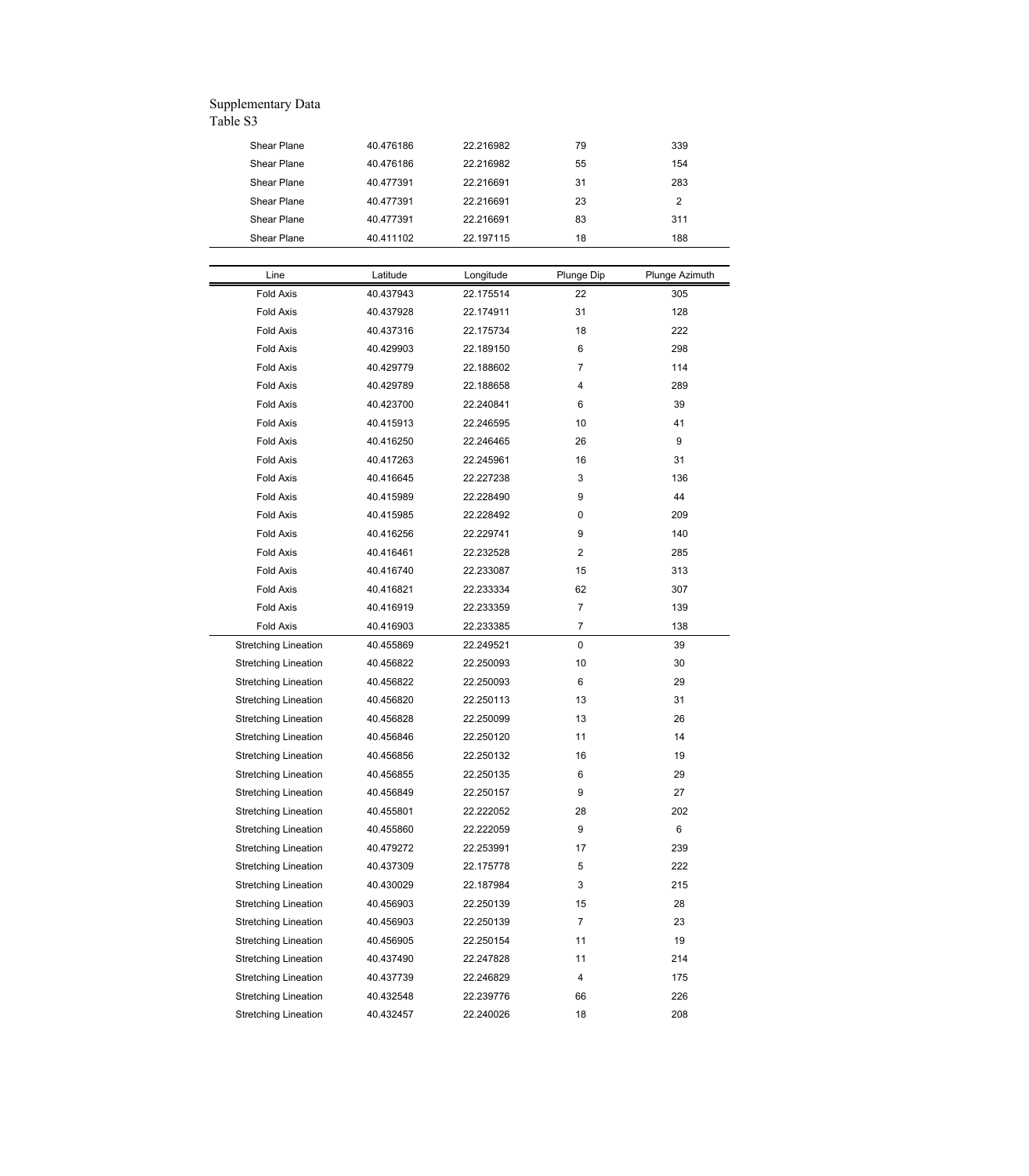Supplementary Data
Table S3

| | | | | |
|---|---|---|---|---|
| Shear Plane | 40.476186 | 22.216982 | 79 | 339 |
| Shear Plane | 40.476186 | 22.216982 | 55 | 154 |
| Shear Plane | 40.477391 | 22.216691 | 31 | 283 |
| Shear Plane | 40.477391 | 22.216691 | 23 | 2 |
| Shear Plane | 40.477391 | 22.216691 | 83 | 311 |
| Shear Plane | 40.411102 | 22.197115 | 18 | 188 |

| Line | Latitude | Longitude | Plunge Dip | Plunge Azimuth |
|---|---|---|---|---|
| Fold Axis | 40.437943 | 22.175514 | 22 | 305 |
| Fold Axis | 40.437928 | 22.174911 | 31 | 128 |
| Fold Axis | 40.437316 | 22.175734 | 18 | 222 |
| Fold Axis | 40.429903 | 22.189150 | 6 | 298 |
| Fold Axis | 40.429779 | 22.188602 | 7 | 114 |
| Fold Axis | 40.429789 | 22.188658 | 4 | 289 |
| Fold Axis | 40.423700 | 22.240841 | 6 | 39 |
| Fold Axis | 40.415913 | 22.246595 | 10 | 41 |
| Fold Axis | 40.416250 | 22.246465 | 26 | 9 |
| Fold Axis | 40.417263 | 22.245961 | 16 | 31 |
| Fold Axis | 40.416645 | 22.227238 | 3 | 136 |
| Fold Axis | 40.415989 | 22.228490 | 9 | 44 |
| Fold Axis | 40.415985 | 22.228492 | 0 | 209 |
| Fold Axis | 40.416256 | 22.229741 | 9 | 140 |
| Fold Axis | 40.416461 | 22.232528 | 2 | 285 |
| Fold Axis | 40.416740 | 22.233087 | 15 | 313 |
| Fold Axis | 40.416821 | 22.233334 | 62 | 307 |
| Fold Axis | 40.416919 | 22.233359 | 7 | 139 |
| Fold Axis | 40.416903 | 22.233385 | 7 | 138 |
| Stretching Lineation | 40.455869 | 22.249521 | 0 | 39 |
| Stretching Lineation | 40.456822 | 22.250093 | 10 | 30 |
| Stretching Lineation | 40.456822 | 22.250093 | 6 | 29 |
| Stretching Lineation | 40.456820 | 22.250113 | 13 | 31 |
| Stretching Lineation | 40.456828 | 22.250099 | 13 | 26 |
| Stretching Lineation | 40.456846 | 22.250120 | 11 | 14 |
| Stretching Lineation | 40.456856 | 22.250132 | 16 | 19 |
| Stretching Lineation | 40.456855 | 22.250135 | 6 | 29 |
| Stretching Lineation | 40.456849 | 22.250157 | 9 | 27 |
| Stretching Lineation | 40.455801 | 22.222052 | 28 | 202 |
| Stretching Lineation | 40.455860 | 22.222059 | 9 | 6 |
| Stretching Lineation | 40.479272 | 22.253991 | 17 | 239 |
| Stretching Lineation | 40.437309 | 22.175778 | 5 | 222 |
| Stretching Lineation | 40.430029 | 22.187984 | 3 | 215 |
| Stretching Lineation | 40.456903 | 22.250139 | 15 | 28 |
| Stretching Lineation | 40.456903 | 22.250139 | 7 | 23 |
| Stretching Lineation | 40.456905 | 22.250154 | 11 | 19 |
| Stretching Lineation | 40.437490 | 22.247828 | 11 | 214 |
| Stretching Lineation | 40.437739 | 22.246829 | 4 | 175 |
| Stretching Lineation | 40.432548 | 22.239776 | 66 | 226 |
| Stretching Lineation | 40.432457 | 22.240026 | 18 | 208 |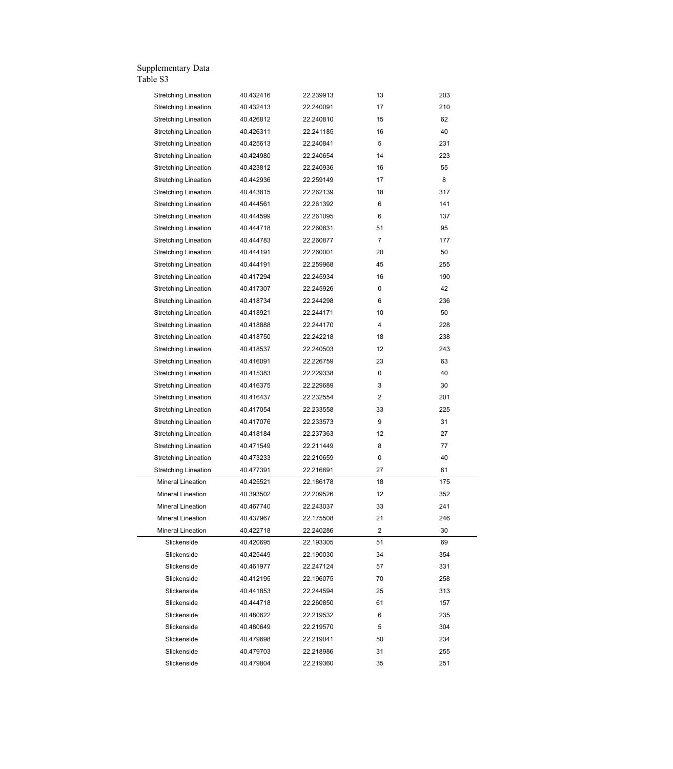Supplementary Data

Table S3

| | | | | |
|---|---|---|---|---|
| Stretching Lineation | 40.432416 | 22.239913 | 13 | 203 |
| Stretching Lineation | 40.432413 | 22.240091 | 17 | 210 |
| Stretching Lineation | 40.426812 | 22.240810 | 15 | 62 |
| Stretching Lineation | 40.426311 | 22.241185 | 16 | 40 |
| Stretching Lineation | 40.425613 | 22.240841 | 5 | 231 |
| Stretching Lineation | 40.424980 | 22.240654 | 14 | 223 |
| Stretching Lineation | 40.423812 | 22.240936 | 16 | 55 |
| Stretching Lineation | 40.442936 | 22.259149 | 17 | 8 |
| Stretching Lineation | 40.443815 | 22.262139 | 18 | 317 |
| Stretching Lineation | 40.444561 | 22.261392 | 6 | 141 |
| Stretching Lineation | 40.444599 | 22.261095 | 6 | 137 |
| Stretching Lineation | 40.444718 | 22.260831 | 51 | 95 |
| Stretching Lineation | 40.444783 | 22.260877 | 7 | 177 |
| Stretching Lineation | 40.444191 | 22.260001 | 20 | 50 |
| Stretching Lineation | 40.444191 | 22.259968 | 45 | 255 |
| Stretching Lineation | 40.417294 | 22.245934 | 16 | 190 |
| Stretching Lineation | 40.417307 | 22.245926 | 0 | 42 |
| Stretching Lineation | 40.418734 | 22.244298 | 6 | 236 |
| Stretching Lineation | 40.418921 | 22.244171 | 10 | 50 |
| Stretching Lineation | 40.418888 | 22.244170 | 4 | 228 |
| Stretching Lineation | 40.418750 | 22.242218 | 18 | 238 |
| Stretching Lineation | 40.418537 | 22.240503 | 12 | 243 |
| Stretching Lineation | 40.416091 | 22.226759 | 23 | 63 |
| Stretching Lineation | 40.415383 | 22.229338 | 0 | 40 |
| Stretching Lineation | 40.416375 | 22.229689 | 3 | 30 |
| Stretching Lineation | 40.416437 | 22.232554 | 2 | 201 |
| Stretching Lineation | 40.417054 | 22.233558 | 33 | 225 |
| Stretching Lineation | 40.417076 | 22.233573 | 9 | 31 |
| Stretching Lineation | 40.418184 | 22.237363 | 12 | 27 |
| Stretching Lineation | 40.471549 | 22.211449 | 8 | 77 |
| Stretching Lineation | 40.473233 | 22.210659 | 0 | 40 |
| Stretching Lineation | 40.477391 | 22.216691 | 27 | 61 |
| Mineral Lineation | 40.425521 | 22.186178 | 18 | 175 |
| Mineral Lineation | 40.393502 | 22.209526 | 12 | 352 |
| Mineral Lineation | 40.467740 | 22.243037 | 33 | 241 |
| Mineral Lineation | 40.437967 | 22.175508 | 21 | 246 |
| Mineral Lineation | 40.422718 | 22.240286 | 2 | 30 |
| Slickenside | 40.420695 | 22.193305 | 51 | 69 |
| Slickenside | 40.425449 | 22.190030 | 34 | 354 |
| Slickenside | 40.461977 | 22.247124 | 57 | 331 |
| Slickenside | 40.412195 | 22.196075 | 70 | 258 |
| Slickenside | 40.441853 | 22.244594 | 25 | 313 |
| Slickenside | 40.444718 | 22.260850 | 61 | 157 |
| Slickenside | 40.480622 | 22.219532 | 6 | 235 |
| Slickenside | 40.480649 | 22.219570 | 5 | 304 |
| Slickenside | 40.479698 | 22.219041 | 50 | 234 |
| Slickenside | 40.479703 | 22.218986 | 31 | 255 |
| Slickenside | 40.479804 | 22.219360 | 35 | 251 |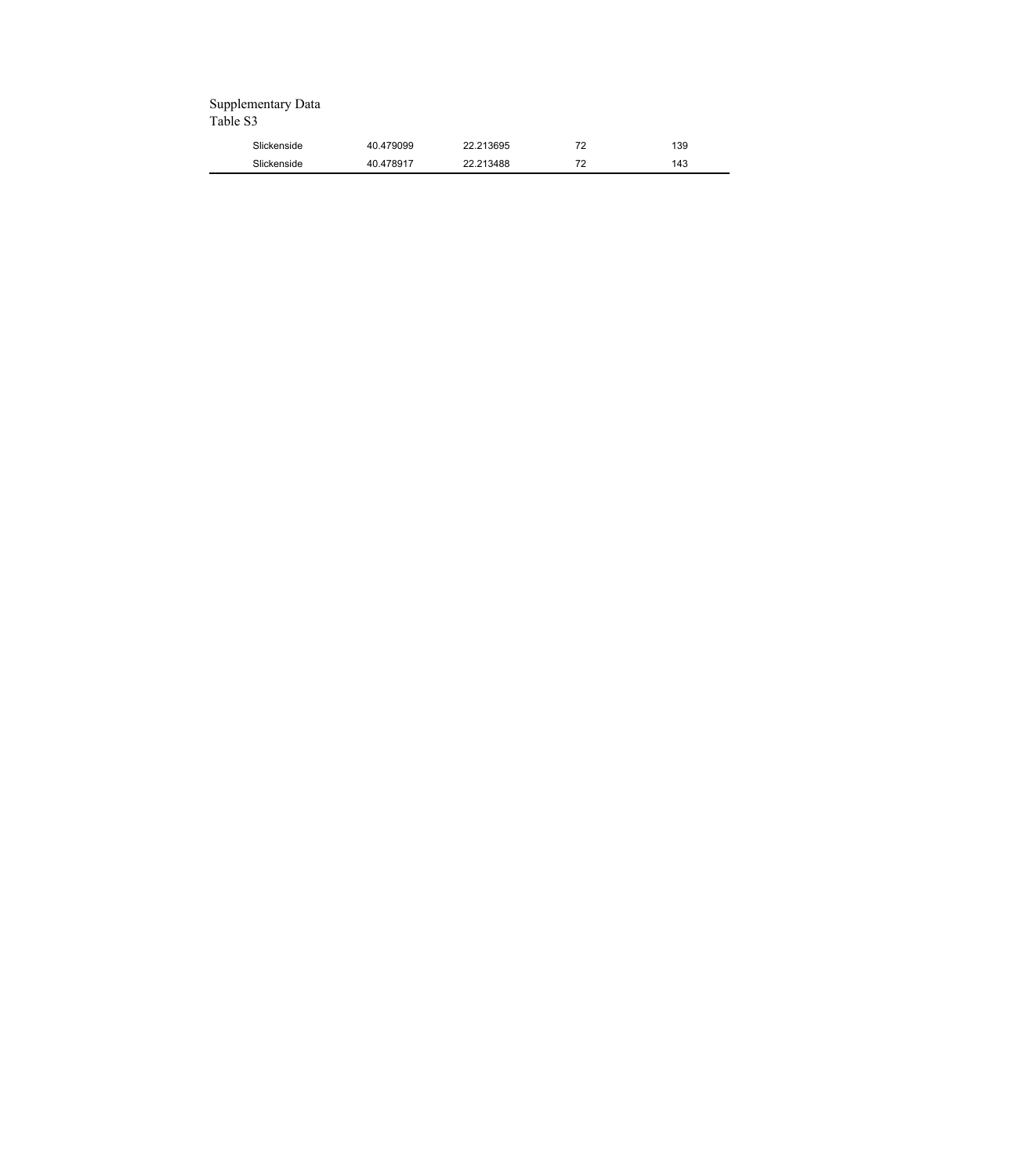Supplementary Data
Table S3

| | | | | |
|---|---|---|---|---|
| Slickenside | 40.479099 | 22.213695 | 72 | 139 |
| Slickenside | 40.478917 | 22.213488 | 72 | 143 |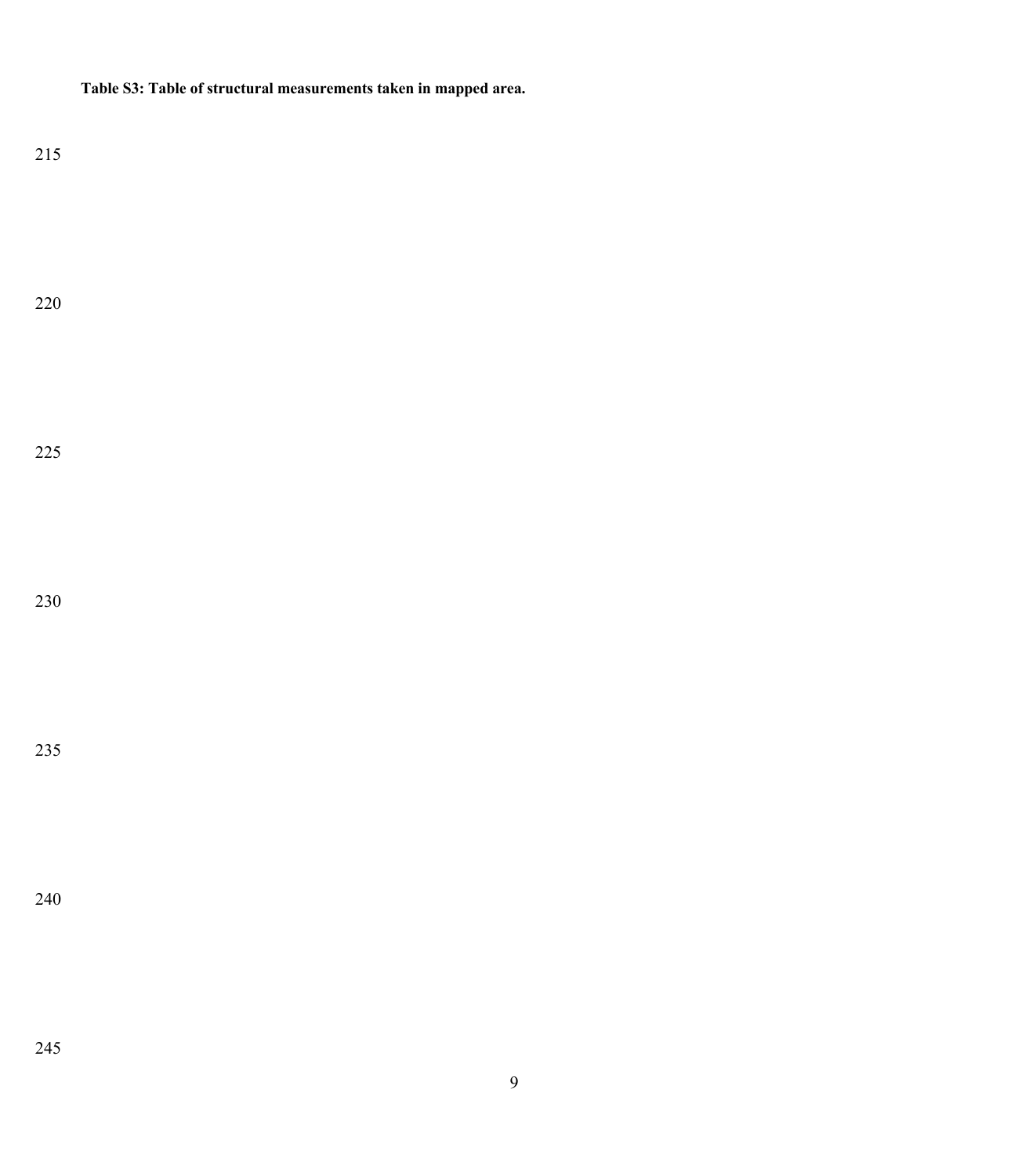**Table S3: Table of structural measurements taken in mapped area.**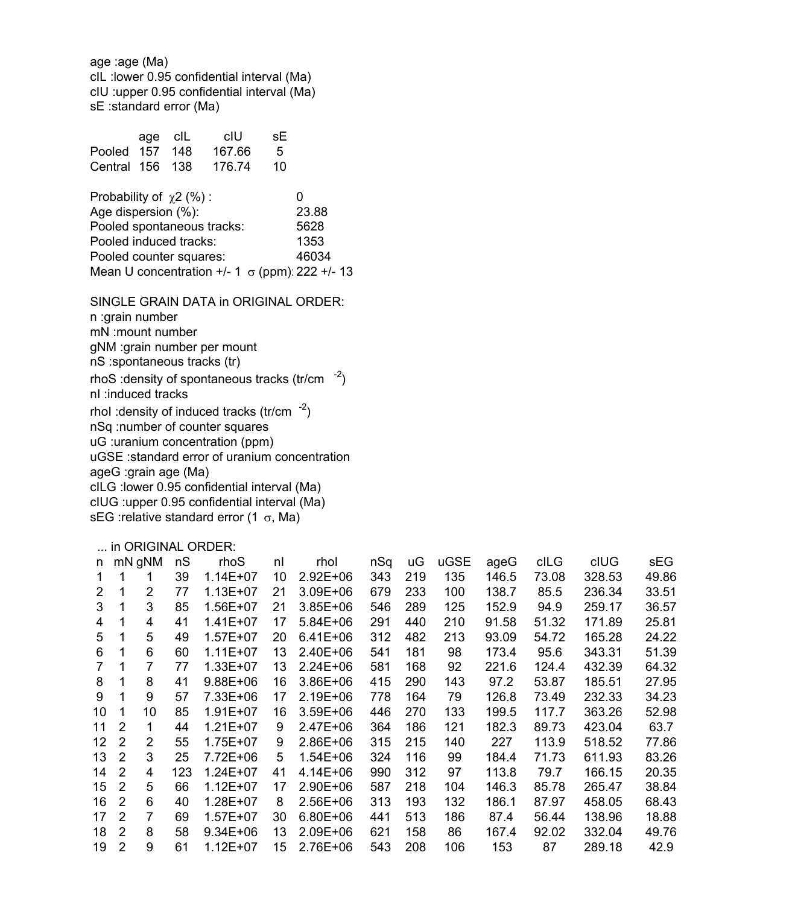age :age (Ma)
cIL :lower 0.95 confidential interval (Ma)
cIU :upper 0.95 confidential interval (Ma)
sE :standard error (Ma)

| | age | cIL | cIU | sE |
|---|---|---|---|---|
| Pooled | 157 | 148 | 167.66 | 5 |
| Central | 156 | 138 | 176.74 | 10 |

Probability of $\chi 2$ (%) : 0
Age dispersion (%): 23.88
Pooled spontaneous tracks: 5628
Pooled induced tracks: 1353
Pooled counter squares: 46034
Mean U concentration +/- 1 $\sigma$ (ppm): 222 +/- 13

SINGLE GRAIN DATA in ORIGINAL ORDER:
n :grain number
mN :mount number
gNM :grain number per mount
nS :spontaneous tracks (tr)
rhoS :density of spontaneous tracks (tr/cm $^{-2}$)
nI :induced tracks
rhoI :density of induced tracks (tr/cm $^{-2}$)
nSq :number of counter squares
uG :uranium concentration (ppm)
uGSE :standard error of uranium concentration
ageG :grain age (Ma)
cILG :lower 0.95 confidential interval (Ma)
cIUG :upper 0.95 confidential interval (Ma)
sEG :relative standard error (1 $\sigma$, Ma)

... in ORIGINAL ORDER:

| n | mN | gNM | nS | rhoS | nI | rhoI | nSq | uG | uGSE | ageG | cILG | cIUG | sEG |
|---|---|---|---|---|---|---|---|---|---|---|---|---|---|
| 1 | 1 | 1 | 39 | 1.14E+07 | 10 | 2.92E+06 | 343 | 219 | 135 | 146.5 | 73.08 | 328.53 | 49.86 |
| 2 | 1 | 2 | 77 | 1.13E+07 | 21 | 3.09E+06 | 679 | 233 | 100 | 138.7 | 85.5 | 236.34 | 33.51 |
| 3 | 1 | 3 | 85 | 1.56E+07 | 21 | 3.85E+06 | 546 | 289 | 125 | 152.9 | 94.9 | 259.17 | 36.57 |
| 4 | 1 | 4 | 41 | 1.41E+07 | 17 | 5.84E+06 | 291 | 440 | 210 | 91.58 | 51.32 | 171.89 | 25.81 |
| 5 | 1 | 5 | 49 | 1.57E+07 | 20 | 6.41E+06 | 312 | 482 | 213 | 93.09 | 54.72 | 165.28 | 24.22 |
| 6 | 1 | 6 | 60 | 1.11E+07 | 13 | 2.40E+06 | 541 | 181 | 98 | 173.4 | 95.6 | 343.31 | 51.39 |
| 7 | 1 | 7 | 77 | 1.33E+07 | 13 | 2.24E+06 | 581 | 168 | 92 | 221.6 | 124.4 | 432.39 | 64.32 |
| 8 | 1 | 8 | 41 | 9.88E+06 | 16 | 3.86E+06 | 415 | 290 | 143 | 97.2 | 53.87 | 185.51 | 27.95 |
| 9 | 1 | 9 | 57 | 7.33E+06 | 17 | 2.19E+06 | 778 | 164 | 79 | 126.8 | 73.49 | 232.33 | 34.23 |
| 10 | 1 | 10 | 85 | 1.91E+07 | 16 | 3.59E+06 | 446 | 270 | 133 | 199.5 | 117.7 | 363.26 | 52.98 |
| 11 | 2 | 1 | 44 | 1.21E+07 | 9 | 2.47E+06 | 364 | 186 | 121 | 182.3 | 89.73 | 423.04 | 63.7 |
| 12 | 2 | 2 | 55 | 1.75E+07 | 9 | 2.86E+06 | 315 | 215 | 140 | 227 | 113.9 | 518.52 | 77.86 |
| 13 | 2 | 3 | 25 | 7.72E+06 | 5 | 1.54E+06 | 324 | 116 | 99 | 184.4 | 71.73 | 611.93 | 83.26 |
| 14 | 2 | 4 | 123 | 1.24E+07 | 41 | 4.14E+06 | 990 | 312 | 97 | 113.8 | 79.7 | 166.15 | 20.35 |
| 15 | 2 | 5 | 66 | 1.12E+07 | 17 | 2.90E+06 | 587 | 218 | 104 | 146.3 | 85.78 | 265.47 | 38.84 |
| 16 | 2 | 6 | 40 | 1.28E+07 | 8 | 2.56E+06 | 313 | 193 | 132 | 186.1 | 87.97 | 458.05 | 68.43 |
| 17 | 2 | 7 | 69 | 1.57E+07 | 30 | 6.80E+06 | 441 | 513 | 186 | 87.4 | 56.44 | 138.96 | 18.88 |
| 18 | 2 | 8 | 58 | 9.34E+06 | 13 | 2.09E+06 | 621 | 158 | 86 | 167.4 | 92.02 | 332.04 | 49.76 |
| 19 | 2 | 9 | 61 | 1.12E+07 | 15 | 2.76E+06 | 543 | 208 | 106 | 153 | 87 | 289.18 | 42.9 |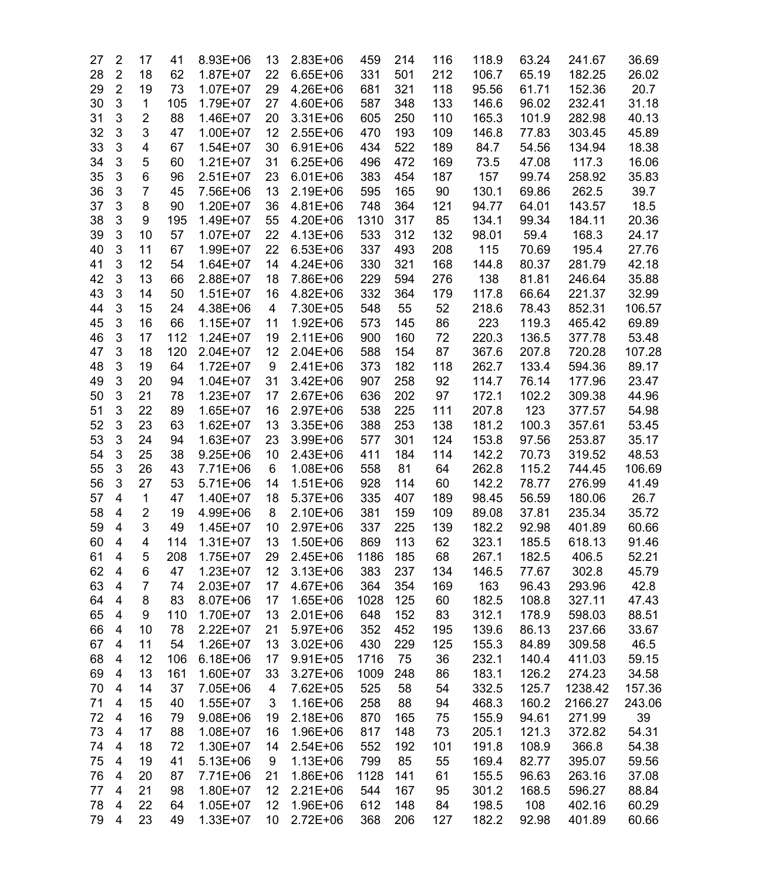| | | | | | | | | | | | | | |
|---|---|---|---|---|---|---|---|---|---|---|---|---|---|
| 27 | 2 | 17 | 41 | 8.93E+06 | 13 | 2.83E+06 | 459 | 214 | 116 | 118.9 | 63.24 | 241.67 | 36.69 |
| 28 | 2 | 18 | 62 | 1.87E+07 | 22 | 6.65E+06 | 331 | 501 | 212 | 106.7 | 65.19 | 182.25 | 26.02 |
| 29 | 2 | 19 | 73 | 1.07E+07 | 29 | 4.26E+06 | 681 | 321 | 118 | 95.56 | 61.71 | 152.36 | 20.7 |
| 30 | 3 | 1 | 105 | 1.79E+07 | 27 | 4.60E+06 | 587 | 348 | 133 | 146.6 | 96.02 | 232.41 | 31.18 |
| 31 | 3 | 2 | 88 | 1.46E+07 | 20 | 3.31E+06 | 605 | 250 | 110 | 165.3 | 101.9 | 282.98 | 40.13 |
| 32 | 3 | 3 | 47 | 1.00E+07 | 12 | 2.55E+06 | 470 | 193 | 109 | 146.8 | 77.83 | 303.45 | 45.89 |
| 33 | 3 | 4 | 67 | 1.54E+07 | 30 | 6.91E+06 | 434 | 522 | 189 | 84.7 | 54.56 | 134.94 | 18.38 |
| 34 | 3 | 5 | 60 | 1.21E+07 | 31 | 6.25E+06 | 496 | 472 | 169 | 73.5 | 47.08 | 117.3 | 16.06 |
| 35 | 3 | 6 | 96 | 2.51E+07 | 23 | 6.01E+06 | 383 | 454 | 187 | 157 | 99.74 | 258.92 | 35.83 |
| 36 | 3 | 7 | 45 | 7.56E+06 | 13 | 2.19E+06 | 595 | 165 | 90 | 130.1 | 69.86 | 262.5 | 39.7 |
| 37 | 3 | 8 | 90 | 1.20E+07 | 36 | 4.81E+06 | 748 | 364 | 121 | 94.77 | 64.01 | 143.57 | 18.5 |
| 38 | 3 | 9 | 195 | 1.49E+07 | 55 | 4.20E+06 | 1310 | 317 | 85 | 134.1 | 99.34 | 184.11 | 20.36 |
| 39 | 3 | 10 | 57 | 1.07E+07 | 22 | 4.13E+06 | 533 | 312 | 132 | 98.01 | 59.4 | 168.3 | 24.17 |
| 40 | 3 | 11 | 67 | 1.99E+07 | 22 | 6.53E+06 | 337 | 493 | 208 | 115 | 70.69 | 195.4 | 27.76 |
| 41 | 3 | 12 | 54 | 1.64E+07 | 14 | 4.24E+06 | 330 | 321 | 168 | 144.8 | 80.37 | 281.79 | 42.18 |
| 42 | 3 | 13 | 66 | 2.88E+07 | 18 | 7.86E+06 | 229 | 594 | 276 | 138 | 81.81 | 246.64 | 35.88 |
| 43 | 3 | 14 | 50 | 1.51E+07 | 16 | 4.82E+06 | 332 | 364 | 179 | 117.8 | 66.64 | 221.37 | 32.99 |
| 44 | 3 | 15 | 24 | 4.38E+06 | 4 | 7.30E+05 | 548 | 55 | 52 | 218.6 | 78.43 | 852.31 | 106.57 |
| 45 | 3 | 16 | 66 | 1.15E+07 | 11 | 1.92E+06 | 573 | 145 | 86 | 223 | 119.3 | 465.42 | 69.89 |
| 46 | 3 | 17 | 112 | 1.24E+07 | 19 | 2.11E+06 | 900 | 160 | 72 | 220.3 | 136.5 | 377.78 | 53.48 |
| 47 | 3 | 18 | 120 | 2.04E+07 | 12 | 2.04E+06 | 588 | 154 | 87 | 367.6 | 207.8 | 720.28 | 107.28 |
| 48 | 3 | 19 | 64 | 1.72E+07 | 9 | 2.41E+06 | 373 | 182 | 118 | 262.7 | 133.4 | 594.36 | 89.17 |
| 49 | 3 | 20 | 94 | 1.04E+07 | 31 | 3.42E+06 | 907 | 258 | 92 | 114.7 | 76.14 | 177.96 | 23.47 |
| 50 | 3 | 21 | 78 | 1.23E+07 | 17 | 2.67E+06 | 636 | 202 | 97 | 172.1 | 102.2 | 309.38 | 44.96 |
| 51 | 3 | 22 | 89 | 1.65E+07 | 16 | 2.97E+06 | 538 | 225 | 111 | 207.8 | 123 | 377.57 | 54.98 |
| 52 | 3 | 23 | 63 | 1.62E+07 | 13 | 3.35E+06 | 388 | 253 | 138 | 181.2 | 100.3 | 357.61 | 53.45 |
| 53 | 3 | 24 | 94 | 1.63E+07 | 23 | 3.99E+06 | 577 | 301 | 124 | 153.8 | 97.56 | 253.87 | 35.17 |
| 54 | 3 | 25 | 38 | 9.25E+06 | 10 | 2.43E+06 | 411 | 184 | 114 | 142.2 | 70.73 | 319.52 | 48.53 |
| 55 | 3 | 26 | 43 | 7.71E+06 | 6 | 1.08E+06 | 558 | 81 | 64 | 262.8 | 115.2 | 744.45 | 106.69 |
| 56 | 3 | 27 | 53 | 5.71E+06 | 14 | 1.51E+06 | 928 | 114 | 60 | 142.2 | 78.77 | 276.99 | 41.49 |
| 57 | 4 | 1 | 47 | 1.40E+07 | 18 | 5.37E+06 | 335 | 407 | 189 | 98.45 | 56.59 | 180.06 | 26.7 |
| 58 | 4 | 2 | 19 | 4.99E+06 | 8 | 2.10E+06 | 381 | 159 | 109 | 89.08 | 37.81 | 235.34 | 35.72 |
| 59 | 4 | 3 | 49 | 1.45E+07 | 10 | 2.97E+06 | 337 | 225 | 139 | 182.2 | 92.98 | 401.89 | 60.66 |
| 60 | 4 | 4 | 114 | 1.31E+07 | 13 | 1.50E+06 | 869 | 113 | 62 | 323.1 | 185.5 | 618.13 | 91.46 |
| 61 | 4 | 5 | 208 | 1.75E+07 | 29 | 2.45E+06 | 1186 | 185 | 68 | 267.1 | 182.5 | 406.5 | 52.21 |
| 62 | 4 | 6 | 47 | 1.23E+07 | 12 | 3.13E+06 | 383 | 237 | 134 | 146.5 | 77.67 | 302.8 | 45.79 |
| 63 | 4 | 7 | 74 | 2.03E+07 | 17 | 4.67E+06 | 364 | 354 | 169 | 163 | 96.43 | 293.96 | 42.8 |
| 64 | 4 | 8 | 83 | 8.07E+06 | 17 | 1.65E+06 | 1028 | 125 | 60 | 182.5 | 108.8 | 327.11 | 47.43 |
| 65 | 4 | 9 | 110 | 1.70E+07 | 13 | 2.01E+06 | 648 | 152 | 83 | 312.1 | 178.9 | 598.03 | 88.51 |
| 66 | 4 | 10 | 78 | 2.22E+07 | 21 | 5.97E+06 | 352 | 452 | 195 | 139.6 | 86.13 | 237.66 | 33.67 |
| 67 | 4 | 11 | 54 | 1.26E+07 | 13 | 3.02E+06 | 430 | 229 | 125 | 155.3 | 84.89 | 309.58 | 46.5 |
| 68 | 4 | 12 | 106 | 6.18E+06 | 17 | 9.91E+05 | 1716 | 75 | 36 | 232.1 | 140.4 | 411.03 | 59.15 |
| 69 | 4 | 13 | 161 | 1.60E+07 | 33 | 3.27E+06 | 1009 | 248 | 86 | 183.1 | 126.2 | 274.23 | 34.58 |
| 70 | 4 | 14 | 37 | 7.05E+06 | 4 | 7.62E+05 | 525 | 58 | 54 | 332.5 | 125.7 | 1238.42 | 157.36 |
| 71 | 4 | 15 | 40 | 1.55E+07 | 3 | 1.16E+06 | 258 | 88 | 94 | 468.3 | 160.2 | 2166.27 | 243.06 |
| 72 | 4 | 16 | 79 | 9.08E+06 | 19 | 2.18E+06 | 870 | 165 | 75 | 155.9 | 94.61 | 271.99 | 39 |
| 73 | 4 | 17 | 88 | 1.08E+07 | 16 | 1.96E+06 | 817 | 148 | 73 | 205.1 | 121.3 | 372.82 | 54.31 |
| 74 | 4 | 18 | 72 | 1.30E+07 | 14 | 2.54E+06 | 552 | 192 | 101 | 191.8 | 108.9 | 366.8 | 54.38 |
| 75 | 4 | 19 | 41 | 5.13E+06 | 9 | 1.13E+06 | 799 | 85 | 55 | 169.4 | 82.77 | 395.07 | 59.56 |
| 76 | 4 | 20 | 87 | 7.71E+06 | 21 | 1.86E+06 | 1128 | 141 | 61 | 155.5 | 96.63 | 263.16 | 37.08 |
| 77 | 4 | 21 | 98 | 1.80E+07 | 12 | 2.21E+06 | 544 | 167 | 95 | 301.2 | 168.5 | 596.27 | 88.84 |
| 78 | 4 | 22 | 64 | 1.05E+07 | 12 | 1.96E+06 | 612 | 148 | 84 | 198.5 | 108 | 402.16 | 60.29 |
| 79 | 4 | 23 | 49 | 1.33E+07 | 10 | 2.72E+06 | 368 | 206 | 127 | 182.2 | 92.98 | 401.89 | 60.66 |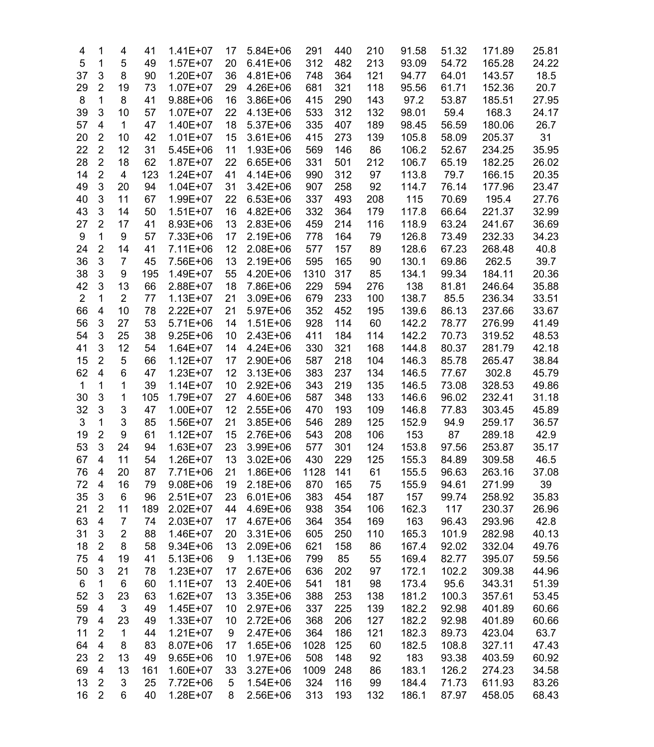| 4 | 1 | 4 | 41 | 1.41E+07 | 17 | 5.84E+06 | 291 | 440 | 210 | 91.58 | 51.32 | 171.89 | 25.81 |
|---|---|---|---|---|---|---|---|---|---|---|---|---|---|
| 5 | 1 | 5 | 49 | 1.57E+07 | 20 | 6.41E+06 | 312 | 482 | 213 | 93.09 | 54.72 | 165.28 | 24.22 |
| 37 | 3 | 8 | 90 | 1.20E+07 | 36 | 4.81E+06 | 748 | 364 | 121 | 94.77 | 64.01 | 143.57 | 18.5 |
| 29 | 2 | 19 | 73 | 1.07E+07 | 29 | 4.26E+06 | 681 | 321 | 118 | 95.56 | 61.71 | 152.36 | 20.7 |
| 8 | 1 | 8 | 41 | 9.88E+06 | 16 | 3.86E+06 | 415 | 290 | 143 | 97.2 | 53.87 | 185.51 | 27.95 |
| 39 | 3 | 10 | 57 | 1.07E+07 | 22 | 4.13E+06 | 533 | 312 | 132 | 98.01 | 59.4 | 168.3 | 24.17 |
| 57 | 4 | 1 | 47 | 1.40E+07 | 18 | 5.37E+06 | 335 | 407 | 189 | 98.45 | 56.59 | 180.06 | 26.7 |
| 20 | 2 | 10 | 42 | 1.01E+07 | 15 | 3.61E+06 | 415 | 273 | 139 | 105.8 | 58.09 | 205.37 | 31 |
| 22 | 2 | 12 | 31 | 5.45E+06 | 11 | 1.93E+06 | 569 | 146 | 86 | 106.2 | 52.67 | 234.25 | 35.95 |
| 28 | 2 | 18 | 62 | 1.87E+07 | 22 | 6.65E+06 | 331 | 501 | 212 | 106.7 | 65.19 | 182.25 | 26.02 |
| 14 | 2 | 4 | 123 | 1.24E+07 | 41 | 4.14E+06 | 990 | 312 | 97 | 113.8 | 79.7 | 166.15 | 20.35 |
| 49 | 3 | 20 | 94 | 1.04E+07 | 31 | 3.42E+06 | 907 | 258 | 92 | 114.7 | 76.14 | 177.96 | 23.47 |
| 40 | 3 | 11 | 67 | 1.99E+07 | 22 | 6.53E+06 | 337 | 493 | 208 | 115 | 70.69 | 195.4 | 27.76 |
| 43 | 3 | 14 | 50 | 1.51E+07 | 16 | 4.82E+06 | 332 | 364 | 179 | 117.8 | 66.64 | 221.37 | 32.99 |
| 27 | 2 | 17 | 41 | 8.93E+06 | 13 | 2.83E+06 | 459 | 214 | 116 | 118.9 | 63.24 | 241.67 | 36.69 |
| 9 | 1 | 9 | 57 | 7.33E+06 | 17 | 2.19E+06 | 778 | 164 | 79 | 126.8 | 73.49 | 232.33 | 34.23 |
| 24 | 2 | 14 | 41 | 7.11E+06 | 12 | 2.08E+06 | 577 | 157 | 89 | 128.6 | 67.23 | 268.48 | 40.8 |
| 36 | 3 | 7 | 45 | 7.56E+06 | 13 | 2.19E+06 | 595 | 165 | 90 | 130.1 | 69.86 | 262.5 | 39.7 |
| 38 | 3 | 9 | 195 | 1.49E+07 | 55 | 4.20E+06 | 1310 | 317 | 85 | 134.1 | 99.34 | 184.11 | 20.36 |
| 42 | 3 | 13 | 66 | 2.88E+07 | 18 | 7.86E+06 | 229 | 594 | 276 | 138 | 81.81 | 246.64 | 35.88 |
| 2 | 1 | 2 | 77 | 1.13E+07 | 21 | 3.09E+06 | 679 | 233 | 100 | 138.7 | 85.5 | 236.34 | 33.51 |
| 66 | 4 | 10 | 78 | 2.22E+07 | 21 | 5.97E+06 | 352 | 452 | 195 | 139.6 | 86.13 | 237.66 | 33.67 |
| 56 | 3 | 27 | 53 | 5.71E+06 | 14 | 1.51E+06 | 928 | 114 | 60 | 142.2 | 78.77 | 276.99 | 41.49 |
| 54 | 3 | 25 | 38 | 9.25E+06 | 10 | 2.43E+06 | 411 | 184 | 114 | 142.2 | 70.73 | 319.52 | 48.53 |
| 41 | 3 | 12 | 54 | 1.64E+07 | 14 | 4.24E+06 | 330 | 321 | 168 | 144.8 | 80.37 | 281.79 | 42.18 |
| 15 | 2 | 5 | 66 | 1.12E+07 | 17 | 2.90E+06 | 587 | 218 | 104 | 146.3 | 85.78 | 265.47 | 38.84 |
| 62 | 4 | 6 | 47 | 1.23E+07 | 12 | 3.13E+06 | 383 | 237 | 134 | 146.5 | 77.67 | 302.8 | 45.79 |
| 1 | 1 | 1 | 39 | 1.14E+07 | 10 | 2.92E+06 | 343 | 219 | 135 | 146.5 | 73.08 | 328.53 | 49.86 |
| 30 | 3 | 1 | 105 | 1.79E+07 | 27 | 4.60E+06 | 587 | 348 | 133 | 146.6 | 96.02 | 232.41 | 31.18 |
| 32 | 3 | 3 | 47 | 1.00E+07 | 12 | 2.55E+06 | 470 | 193 | 109 | 146.8 | 77.83 | 303.45 | 45.89 |
| 3 | 1 | 3 | 85 | 1.56E+07 | 21 | 3.85E+06 | 546 | 289 | 125 | 152.9 | 94.9 | 259.17 | 36.57 |
| 19 | 2 | 9 | 61 | 1.12E+07 | 15 | 2.76E+06 | 543 | 208 | 106 | 153 | 87 | 289.18 | 42.9 |
| 53 | 3 | 24 | 94 | 1.63E+07 | 23 | 3.99E+06 | 577 | 301 | 124 | 153.8 | 97.56 | 253.87 | 35.17 |
| 67 | 4 | 11 | 54 | 1.26E+07 | 13 | 3.02E+06 | 430 | 229 | 125 | 155.3 | 84.89 | 309.58 | 46.5 |
| 76 | 4 | 20 | 87 | 7.71E+06 | 21 | 1.86E+06 | 1128 | 141 | 61 | 155.5 | 96.63 | 263.16 | 37.08 |
| 72 | 4 | 16 | 79 | 9.08E+06 | 19 | 2.18E+06 | 870 | 165 | 75 | 155.9 | 94.61 | 271.99 | 39 |
| 35 | 3 | 6 | 96 | 2.51E+07 | 23 | 6.01E+06 | 383 | 454 | 187 | 157 | 99.74 | 258.92 | 35.83 |
| 21 | 2 | 11 | 189 | 2.02E+07 | 44 | 4.69E+06 | 938 | 354 | 106 | 162.3 | 117 | 230.37 | 26.96 |
| 63 | 4 | 7 | 74 | 2.03E+07 | 17 | 4.67E+06 | 364 | 354 | 169 | 163 | 96.43 | 293.96 | 42.8 |
| 31 | 3 | 2 | 88 | 1.46E+07 | 20 | 3.31E+06 | 605 | 250 | 110 | 165.3 | 101.9 | 282.98 | 40.13 |
| 18 | 2 | 8 | 58 | 9.34E+06 | 13 | 2.09E+06 | 621 | 158 | 86 | 167.4 | 92.02 | 332.04 | 49.76 |
| 75 | 4 | 19 | 41 | 5.13E+06 | 9 | 1.13E+06 | 799 | 85 | 55 | 169.4 | 82.77 | 395.07 | 59.56 |
| 50 | 3 | 21 | 78 | 1.23E+07 | 17 | 2.67E+06 | 636 | 202 | 97 | 172.1 | 102.2 | 309.38 | 44.96 |
| 6 | 1 | 6 | 60 | 1.11E+07 | 13 | 2.40E+06 | 541 | 181 | 98 | 173.4 | 95.6 | 343.31 | 51.39 |
| 52 | 3 | 23 | 63 | 1.62E+07 | 13 | 3.35E+06 | 388 | 253 | 138 | 181.2 | 100.3 | 357.61 | 53.45 |
| 59 | 4 | 3 | 49 | 1.45E+07 | 10 | 2.97E+06 | 337 | 225 | 139 | 182.2 | 92.98 | 401.89 | 60.66 |
| 79 | 4 | 23 | 49 | 1.33E+07 | 10 | 2.72E+06 | 368 | 206 | 127 | 182.2 | 92.98 | 401.89 | 60.66 |
| 11 | 2 | 1 | 44 | 1.21E+07 | 9 | 2.47E+06 | 364 | 186 | 121 | 182.3 | 89.73 | 423.04 | 63.7 |
| 64 | 4 | 8 | 83 | 8.07E+06 | 17 | 1.65E+06 | 1028 | 125 | 60 | 182.5 | 108.8 | 327.11 | 47.43 |
| 23 | 2 | 13 | 49 | 9.65E+06 | 10 | 1.97E+06 | 508 | 148 | 92 | 183 | 93.38 | 403.59 | 60.92 |
| 69 | 4 | 13 | 161 | 1.60E+07 | 33 | 3.27E+06 | 1009 | 248 | 86 | 183.1 | 126.2 | 274.23 | 34.58 |
| 13 | 2 | 3 | 25 | 7.72E+06 | 5 | 1.54E+06 | 324 | 116 | 99 | 184.4 | 71.73 | 611.93 | 83.26 |
| 16 | 2 | 6 | 40 | 1.28E+07 | 8 | 2.56E+06 | 313 | 193 | 132 | 186.1 | 87.97 | 458.05 | 68.43 |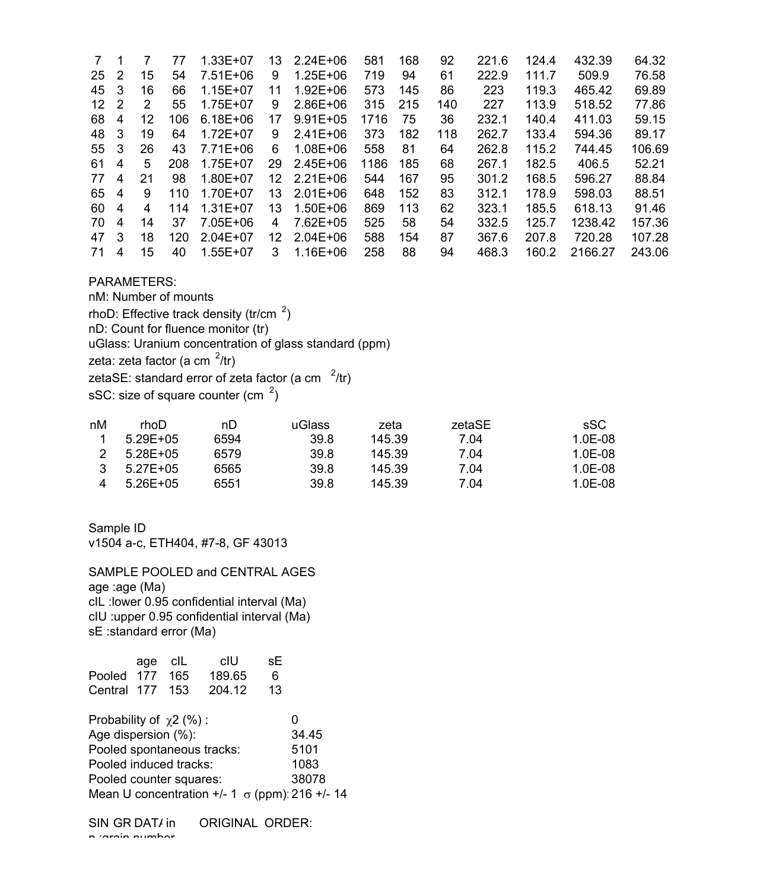| | | | | | | | | | | | | | |
|---|---|---|---|---|---|---|---|---|---|---|---|---|---|
| 7 | 1 | 7 | 77 | 1.33E+07 | 13 | 2.24E+06 | 581 | 168 | 92 | 221.6 | 124.4 | 432.39 | 64.32 |
| 25 | 2 | 15 | 54 | 7.51E+06 | 9 | 1.25E+06 | 719 | 94 | 61 | 222.9 | 111.7 | 509.9 | 76.58 |
| 45 | 3 | 16 | 66 | 1.15E+07 | 11 | 1.92E+06 | 573 | 145 | 86 | 223 | 119.3 | 465.42 | 69.89 |
| 12 | 2 | 2 | 55 | 1.75E+07 | 9 | 2.86E+06 | 315 | 215 | 140 | 227 | 113.9 | 518.52 | 77.86 |
| 68 | 4 | 12 | 106 | 6.18E+06 | 17 | 9.91E+05 | 1716 | 75 | 36 | 232.1 | 140.4 | 411.03 | 59.15 |
| 48 | 3 | 19 | 64 | 1.72E+07 | 9 | 2.41E+06 | 373 | 182 | 118 | 262.7 | 133.4 | 594.36 | 89.17 |
| 55 | 3 | 26 | 43 | 7.71E+06 | 6 | 1.08E+06 | 558 | 81 | 64 | 262.8 | 115.2 | 744.45 | 106.69 |
| 61 | 4 | 5 | 208 | 1.75E+07 | 29 | 2.45E+06 | 1186 | 185 | 68 | 267.1 | 182.5 | 406.5 | 52.21 |
| 77 | 4 | 21 | 98 | 1.80E+07 | 12 | 2.21E+06 | 544 | 167 | 95 | 301.2 | 168.5 | 596.27 | 88.84 |
| 65 | 4 | 9 | 110 | 1.70E+07 | 13 | 2.01E+06 | 648 | 152 | 83 | 312.1 | 178.9 | 598.03 | 88.51 |
| 60 | 4 | 4 | 114 | 1.31E+07 | 13 | 1.50E+06 | 869 | 113 | 62 | 323.1 | 185.5 | 618.13 | 91.46 |
| 70 | 4 | 14 | 37 | 7.05E+06 | 4 | 7.62E+05 | 525 | 58 | 54 | 332.5 | 125.7 | 1238.42 | 157.36 |
| 47 | 3 | 18 | 120 | 2.04E+07 | 12 | 2.04E+06 | 588 | 154 | 87 | 367.6 | 207.8 | 720.28 | 107.28 |
| 71 | 4 | 15 | 40 | 1.55E+07 | 3 | 1.16E+06 | 258 | 88 | 94 | 468.3 | 160.2 | 2166.27 | 243.06 |

PARAMETERS:
nM: Number of mounts
rhoD: Effective track density (tr/cm $^2$)
nD: Count for fluence monitor (tr)
uGlass: Uranium concentration of glass standard (ppm)
zeta: zeta factor (a cm $^2$/tr)
zetaSE: standard error of zeta factor (a cm $^2$/tr)
sSC: size of square counter (cm $^2$)

| nM | rhoD | nD | uGlass | zeta | zetaSE | sSC |
|---|---|---|---|---|---|---|
| 1 | 5.29E+05 | 6594 | 39.8 | 145.39 | 7.04 | 1.0E-08 |
| 2 | 5.28E+05 | 6579 | 39.8 | 145.39 | 7.04 | 1.0E-08 |
| 3 | 5.27E+05 | 6565 | 39.8 | 145.39 | 7.04 | 1.0E-08 |
| 4 | 5.26E+05 | 6551 | 39.8 | 145.39 | 7.04 | 1.0E-08 |

Sample ID
v1504 a-c, ETH404, #7-8, GF 43013

SAMPLE POOLED and CENTRAL AGES
age :age (Ma)
cIL :lower 0.95 confidential interval (Ma)
cIU :upper 0.95 confidential interval (Ma)
sE :standard error (Ma)

| | age | cIL | cIU | sE |
|---|---|---|---|---|
| Pooled | 177 | 165 | 189.65 | 6 |
| Central | 177 | 153 | 204.12 | 13 |

Probability of $\chi 2$ (%) : 0
Age dispersion (%): 34.45
Pooled spontaneous tracks: 5101
Pooled induced tracks: 1083
Pooled counter squares: 38078
Mean U concentration +/- 1 $\sigma$ (ppm): 216 +/- 14

SIN GR DATA in ORIGINAL ORDER:
n :grain number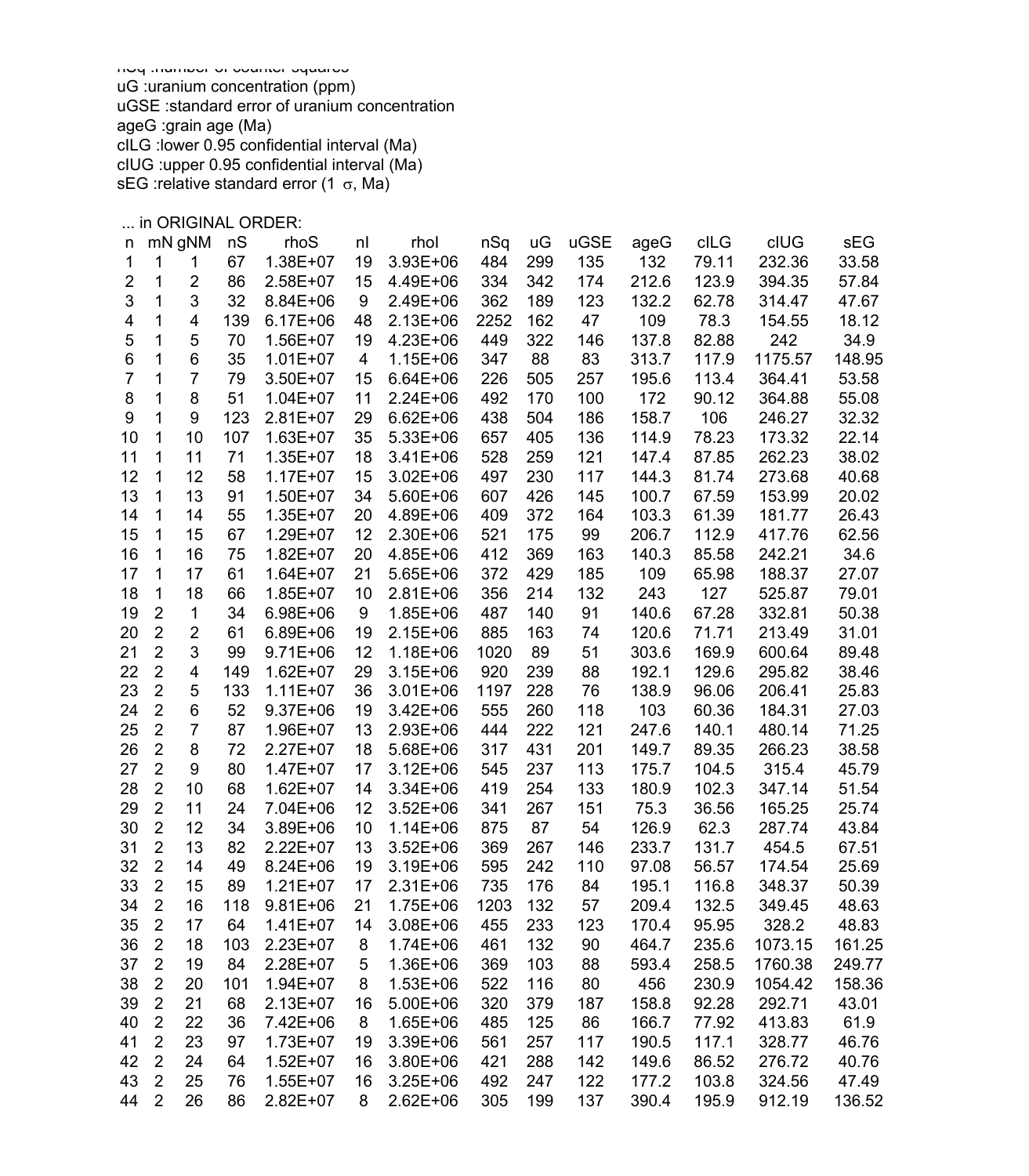nSq :number of counter squares
uG :uranium concentration (ppm)
uGSE :standard error of uranium concentration
ageG :grain age (Ma)
cILG :lower 0.95 confidential interval (Ma)
cIUG :upper 0.95 confidential interval (Ma)
sEG :relative standard error (1 σ, Ma)

... in ORIGINAL ORDER:

| n | mN | gNM | nS | rhoS | nI | rhoI | nSq | uG | uGSE | ageG | cILG | cIUG | sEG |
|---|---|---|---|---|---|---|---|---|---|---|---|---|---|
| 1 | 1 | 1 | 67 | 1.38E+07 | 19 | 3.93E+06 | 484 | 299 | 135 | 132 | 79.11 | 232.36 | 33.58 |
| 2 | 1 | 2 | 86 | 2.58E+07 | 15 | 4.49E+06 | 334 | 342 | 174 | 212.6 | 123.9 | 394.35 | 57.84 |
| 3 | 1 | 3 | 32 | 8.84E+06 | 9 | 2.49E+06 | 362 | 189 | 123 | 132.2 | 62.78 | 314.47 | 47.67 |
| 4 | 1 | 4 | 139 | 6.17E+06 | 48 | 2.13E+06 | 2252 | 162 | 47 | 109 | 78.3 | 154.55 | 18.12 |
| 5 | 1 | 5 | 70 | 1.56E+07 | 19 | 4.23E+06 | 449 | 322 | 146 | 137.8 | 82.88 | 242 | 34.9 |
| 6 | 1 | 6 | 35 | 1.01E+07 | 4 | 1.15E+06 | 347 | 88 | 83 | 313.7 | 117.9 | 1175.57 | 148.95 |
| 7 | 1 | 7 | 79 | 3.50E+07 | 15 | 6.64E+06 | 226 | 505 | 257 | 195.6 | 113.4 | 364.41 | 53.58 |
| 8 | 1 | 8 | 51 | 1.04E+07 | 11 | 2.24E+06 | 492 | 170 | 100 | 172 | 90.12 | 364.88 | 55.08 |
| 9 | 1 | 9 | 123 | 2.81E+07 | 29 | 6.62E+06 | 438 | 504 | 186 | 158.7 | 106 | 246.27 | 32.32 |
| 10 | 1 | 10 | 107 | 1.63E+07 | 35 | 5.33E+06 | 657 | 405 | 136 | 114.9 | 78.23 | 173.32 | 22.14 |
| 11 | 1 | 11 | 71 | 1.35E+07 | 18 | 3.41E+06 | 528 | 259 | 121 | 147.4 | 87.85 | 262.23 | 38.02 |
| 12 | 1 | 12 | 58 | 1.17E+07 | 15 | 3.02E+06 | 497 | 230 | 117 | 144.3 | 81.74 | 273.68 | 40.68 |
| 13 | 1 | 13 | 91 | 1.50E+07 | 34 | 5.60E+06 | 607 | 426 | 145 | 100.7 | 67.59 | 153.99 | 20.02 |
| 14 | 1 | 14 | 55 | 1.35E+07 | 20 | 4.89E+06 | 409 | 372 | 164 | 103.3 | 61.39 | 181.77 | 26.43 |
| 15 | 1 | 15 | 67 | 1.29E+07 | 12 | 2.30E+06 | 521 | 175 | 99 | 206.7 | 112.9 | 417.76 | 62.56 |
| 16 | 1 | 16 | 75 | 1.82E+07 | 20 | 4.85E+06 | 412 | 369 | 163 | 140.3 | 85.58 | 242.21 | 34.6 |
| 17 | 1 | 17 | 61 | 1.64E+07 | 21 | 5.65E+06 | 372 | 429 | 185 | 109 | 65.98 | 188.37 | 27.07 |
| 18 | 1 | 18 | 66 | 1.85E+07 | 10 | 2.81E+06 | 356 | 214 | 132 | 243 | 127 | 525.87 | 79.01 |
| 19 | 2 | 1 | 34 | 6.98E+06 | 9 | 1.85E+06 | 487 | 140 | 91 | 140.6 | 67.28 | 332.81 | 50.38 |
| 20 | 2 | 2 | 61 | 6.89E+06 | 19 | 2.15E+06 | 885 | 163 | 74 | 120.6 | 71.71 | 213.49 | 31.01 |
| 21 | 2 | 3 | 99 | 9.71E+06 | 12 | 1.18E+06 | 1020 | 89 | 51 | 303.6 | 169.9 | 600.64 | 89.48 |
| 22 | 2 | 4 | 149 | 1.62E+07 | 29 | 3.15E+06 | 920 | 239 | 88 | 192.1 | 129.6 | 295.82 | 38.46 |
| 23 | 2 | 5 | 133 | 1.11E+07 | 36 | 3.01E+06 | 1197 | 228 | 76 | 138.9 | 96.06 | 206.41 | 25.83 |
| 24 | 2 | 6 | 52 | 9.37E+06 | 19 | 3.42E+06 | 555 | 260 | 118 | 103 | 60.36 | 184.31 | 27.03 |
| 25 | 2 | 7 | 87 | 1.96E+07 | 13 | 2.93E+06 | 444 | 222 | 121 | 247.6 | 140.1 | 480.14 | 71.25 |
| 26 | 2 | 8 | 72 | 2.27E+07 | 18 | 5.68E+06 | 317 | 431 | 201 | 149.7 | 89.35 | 266.23 | 38.58 |
| 27 | 2 | 9 | 80 | 1.47E+07 | 17 | 3.12E+06 | 545 | 237 | 113 | 175.7 | 104.5 | 315.4 | 45.79 |
| 28 | 2 | 10 | 68 | 1.62E+07 | 14 | 3.34E+06 | 419 | 254 | 133 | 180.9 | 102.3 | 347.14 | 51.54 |
| 29 | 2 | 11 | 24 | 7.04E+06 | 12 | 3.52E+06 | 341 | 267 | 151 | 75.3 | 36.56 | 165.25 | 25.74 |
| 30 | 2 | 12 | 34 | 3.89E+06 | 10 | 1.14E+06 | 875 | 87 | 54 | 126.9 | 62.3 | 287.74 | 43.84 |
| 31 | 2 | 13 | 82 | 2.22E+07 | 13 | 3.52E+06 | 369 | 267 | 146 | 233.7 | 131.7 | 454.5 | 67.51 |
| 32 | 2 | 14 | 49 | 8.24E+06 | 19 | 3.19E+06 | 595 | 242 | 110 | 97.08 | 56.57 | 174.54 | 25.69 |
| 33 | 2 | 15 | 89 | 1.21E+07 | 17 | 2.31E+06 | 735 | 176 | 84 | 195.1 | 116.8 | 348.37 | 50.39 |
| 34 | 2 | 16 | 118 | 9.81E+06 | 21 | 1.75E+06 | 1203 | 132 | 57 | 209.4 | 132.5 | 349.45 | 48.63 |
| 35 | 2 | 17 | 64 | 1.41E+07 | 14 | 3.08E+06 | 455 | 233 | 123 | 170.4 | 95.95 | 328.2 | 48.83 |
| 36 | 2 | 18 | 103 | 2.23E+07 | 8 | 1.74E+06 | 461 | 132 | 90 | 464.7 | 235.6 | 1073.15 | 161.25 |
| 37 | 2 | 19 | 84 | 2.28E+07 | 5 | 1.36E+06 | 369 | 103 | 88 | 593.4 | 258.5 | 1760.38 | 249.77 |
| 38 | 2 | 20 | 101 | 1.94E+07 | 8 | 1.53E+06 | 522 | 116 | 80 | 456 | 230.9 | 1054.42 | 158.36 |
| 39 | 2 | 21 | 68 | 2.13E+07 | 16 | 5.00E+06 | 320 | 379 | 187 | 158.8 | 92.28 | 292.71 | 43.01 |
| 40 | 2 | 22 | 36 | 7.42E+06 | 8 | 1.65E+06 | 485 | 125 | 86 | 166.7 | 77.92 | 413.83 | 61.9 |
| 41 | 2 | 23 | 97 | 1.73E+07 | 19 | 3.39E+06 | 561 | 257 | 117 | 190.5 | 117.1 | 328.77 | 46.76 |
| 42 | 2 | 24 | 64 | 1.52E+07 | 16 | 3.80E+06 | 421 | 288 | 142 | 149.6 | 86.52 | 276.72 | 40.76 |
| 43 | 2 | 25 | 76 | 1.55E+07 | 16 | 3.25E+06 | 492 | 247 | 122 | 177.2 | 103.8 | 324.56 | 47.49 |
| 44 | 2 | 26 | 86 | 2.82E+07 | 8 | 2.62E+06 | 305 | 199 | 137 | 390.4 | 195.9 | 912.19 | 136.52 |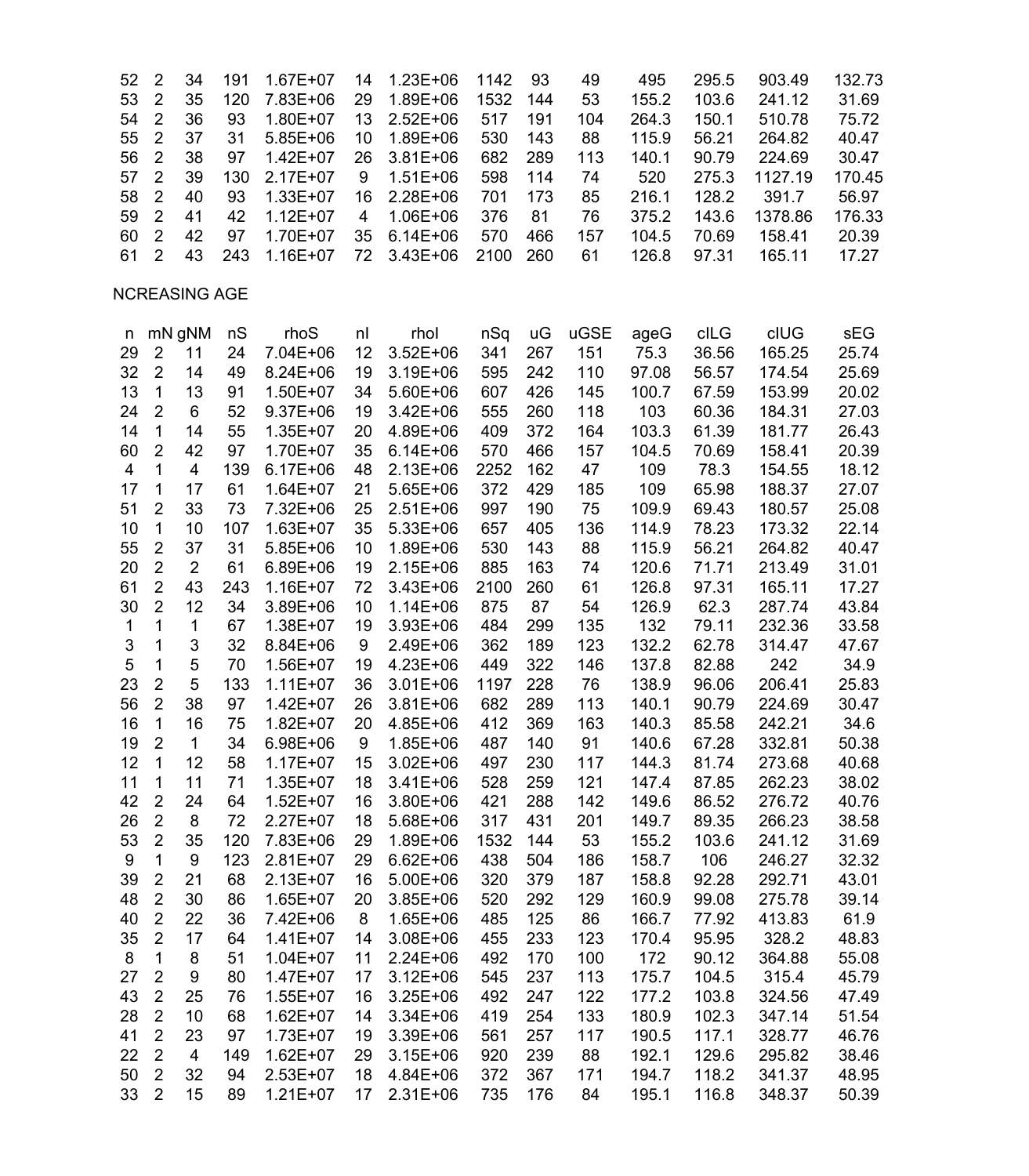| | | | | | | | | | | | | | |
|---|---|---|---|---|---|---|---|---|---|---|---|---|---|
| 52 | 2 | 34 | 191 | 1.67E+07 | 14 | 1.23E+06 | 1142 | 93 | 49 | 495 | 295.5 | 903.49 | 132.73 |
| 53 | 2 | 35 | 120 | 7.83E+06 | 29 | 1.89E+06 | 1532 | 144 | 53 | 155.2 | 103.6 | 241.12 | 31.69 |
| 54 | 2 | 36 | 93 | 1.80E+07 | 13 | 2.52E+06 | 517 | 191 | 104 | 264.3 | 150.1 | 510.78 | 75.72 |
| 55 | 2 | 37 | 31 | 5.85E+06 | 10 | 1.89E+06 | 530 | 143 | 88 | 115.9 | 56.21 | 264.82 | 40.47 |
| 56 | 2 | 38 | 97 | 1.42E+07 | 26 | 3.81E+06 | 682 | 289 | 113 | 140.1 | 90.79 | 224.69 | 30.47 |
| 57 | 2 | 39 | 130 | 2.17E+07 | 9 | 1.51E+06 | 598 | 114 | 74 | 520 | 275.3 | 1127.19 | 170.45 |
| 58 | 2 | 40 | 93 | 1.33E+07 | 16 | 2.28E+06 | 701 | 173 | 85 | 216.1 | 128.2 | 391.7 | 56.97 |
| 59 | 2 | 41 | 42 | 1.12E+07 | 4 | 1.06E+06 | 376 | 81 | 76 | 375.2 | 143.6 | 1378.86 | 176.33 |
| 60 | 2 | 42 | 97 | 1.70E+07 | 35 | 6.14E+06 | 570 | 466 | 157 | 104.5 | 70.69 | 158.41 | 20.39 |
| 61 | 2 | 43 | 243 | 1.16E+07 | 72 | 3.43E+06 | 2100 | 260 | 61 | 126.8 | 97.31 | 165.11 | 17.27 |

NCREASING AGE

| n | mN | gNM | nS | rhoS | nI | rhoI | nSq | uG | uGSE | ageG | clLG | clUG | sEG |
|---|---|---|---|---|---|---|---|---|---|---|---|---|---|
| 29 | 2 | 11 | 24 | 7.04E+06 | 12 | 3.52E+06 | 341 | 267 | 151 | 75.3 | 36.56 | 165.25 | 25.74 |
| 32 | 2 | 14 | 49 | 8.24E+06 | 19 | 3.19E+06 | 595 | 242 | 110 | 97.08 | 56.57 | 174.54 | 25.69 |
| 13 | 1 | 13 | 91 | 1.50E+07 | 34 | 5.60E+06 | 607 | 426 | 145 | 100.7 | 67.59 | 153.99 | 20.02 |
| 24 | 2 | 6 | 52 | 9.37E+06 | 19 | 3.42E+06 | 555 | 260 | 118 | 103 | 60.36 | 184.31 | 27.03 |
| 14 | 1 | 14 | 55 | 1.35E+07 | 20 | 4.89E+06 | 409 | 372 | 164 | 103.3 | 61.39 | 181.77 | 26.43 |
| 60 | 2 | 42 | 97 | 1.70E+07 | 35 | 6.14E+06 | 570 | 466 | 157 | 104.5 | 70.69 | 158.41 | 20.39 |
| 4 | 1 | 4 | 139 | 6.17E+06 | 48 | 2.13E+06 | 2252 | 162 | 47 | 109 | 78.3 | 154.55 | 18.12 |
| 17 | 1 | 17 | 61 | 1.64E+07 | 21 | 5.65E+06 | 372 | 429 | 185 | 109 | 65.98 | 188.37 | 27.07 |
| 51 | 2 | 33 | 73 | 7.32E+06 | 25 | 2.51E+06 | 997 | 190 | 75 | 109.9 | 69.43 | 180.57 | 25.08 |
| 10 | 1 | 10 | 107 | 1.63E+07 | 35 | 5.33E+06 | 657 | 405 | 136 | 114.9 | 78.23 | 173.32 | 22.14 |
| 55 | 2 | 37 | 31 | 5.85E+06 | 10 | 1.89E+06 | 530 | 143 | 88 | 115.9 | 56.21 | 264.82 | 40.47 |
| 20 | 2 | 2 | 61 | 6.89E+06 | 19 | 2.15E+06 | 885 | 163 | 74 | 120.6 | 71.71 | 213.49 | 31.01 |
| 61 | 2 | 43 | 243 | 1.16E+07 | 72 | 3.43E+06 | 2100 | 260 | 61 | 126.8 | 97.31 | 165.11 | 17.27 |
| 30 | 2 | 12 | 34 | 3.89E+06 | 10 | 1.14E+06 | 875 | 87 | 54 | 126.9 | 62.3 | 287.74 | 43.84 |
| 1 | 1 | 1 | 67 | 1.38E+07 | 19 | 3.93E+06 | 484 | 299 | 135 | 132 | 79.11 | 232.36 | 33.58 |
| 3 | 1 | 3 | 32 | 8.84E+06 | 9 | 2.49E+06 | 362 | 189 | 123 | 132.2 | 62.78 | 314.47 | 47.67 |
| 5 | 1 | 5 | 70 | 1.56E+07 | 19 | 4.23E+06 | 449 | 322 | 146 | 137.8 | 82.88 | 242 | 34.9 |
| 23 | 2 | 5 | 133 | 1.11E+07 | 36 | 3.01E+06 | 1197 | 228 | 76 | 138.9 | 96.06 | 206.41 | 25.83 |
| 56 | 2 | 38 | 97 | 1.42E+07 | 26 | 3.81E+06 | 682 | 289 | 113 | 140.1 | 90.79 | 224.69 | 30.47 |
| 16 | 1 | 16 | 75 | 1.82E+07 | 20 | 4.85E+06 | 412 | 369 | 163 | 140.3 | 85.58 | 242.21 | 34.6 |
| 19 | 2 | 1 | 34 | 6.98E+06 | 9 | 1.85E+06 | 487 | 140 | 91 | 140.6 | 67.28 | 332.81 | 50.38 |
| 12 | 1 | 12 | 58 | 1.17E+07 | 15 | 3.02E+06 | 497 | 230 | 117 | 144.3 | 81.74 | 273.68 | 40.68 |
| 11 | 1 | 11 | 71 | 1.35E+07 | 18 | 3.41E+06 | 528 | 259 | 121 | 147.4 | 87.85 | 262.23 | 38.02 |
| 42 | 2 | 24 | 64 | 1.52E+07 | 16 | 3.80E+06 | 421 | 288 | 142 | 149.6 | 86.52 | 276.72 | 40.76 |
| 26 | 2 | 8 | 72 | 2.27E+07 | 18 | 5.68E+06 | 317 | 431 | 201 | 149.7 | 89.35 | 266.23 | 38.58 |
| 53 | 2 | 35 | 120 | 7.83E+06 | 29 | 1.89E+06 | 1532 | 144 | 53 | 155.2 | 103.6 | 241.12 | 31.69 |
| 9 | 1 | 9 | 123 | 2.81E+07 | 29 | 6.62E+06 | 438 | 504 | 186 | 158.7 | 106 | 246.27 | 32.32 |
| 39 | 2 | 21 | 68 | 2.13E+07 | 16 | 5.00E+06 | 320 | 379 | 187 | 158.8 | 92.28 | 292.71 | 43.01 |
| 48 | 2 | 30 | 86 | 1.65E+07 | 20 | 3.85E+06 | 520 | 292 | 129 | 160.9 | 99.08 | 275.78 | 39.14 |
| 40 | 2 | 22 | 36 | 7.42E+06 | 8 | 1.65E+06 | 485 | 125 | 86 | 166.7 | 77.92 | 413.83 | 61.9 |
| 35 | 2 | 17 | 64 | 1.41E+07 | 14 | 3.08E+06 | 455 | 233 | 123 | 170.4 | 95.95 | 328.2 | 48.83 |
| 8 | 1 | 8 | 51 | 1.04E+07 | 11 | 2.24E+06 | 492 | 170 | 100 | 172 | 90.12 | 364.88 | 55.08 |
| 27 | 2 | 9 | 80 | 1.47E+07 | 17 | 3.12E+06 | 545 | 237 | 113 | 175.7 | 104.5 | 315.4 | 45.79 |
| 43 | 2 | 25 | 76 | 1.55E+07 | 16 | 3.25E+06 | 492 | 247 | 122 | 177.2 | 103.8 | 324.56 | 47.49 |
| 28 | 2 | 10 | 68 | 1.62E+07 | 14 | 3.34E+06 | 419 | 254 | 133 | 180.9 | 102.3 | 347.14 | 51.54 |
| 41 | 2 | 23 | 97 | 1.73E+07 | 19 | 3.39E+06 | 561 | 257 | 117 | 190.5 | 117.1 | 328.77 | 46.76 |
| 22 | 2 | 4 | 149 | 1.62E+07 | 29 | 3.15E+06 | 920 | 239 | 88 | 192.1 | 129.6 | 295.82 | 38.46 |
| 50 | 2 | 32 | 94 | 2.53E+07 | 18 | 4.84E+06 | 372 | 367 | 171 | 194.7 | 118.2 | 341.37 | 48.95 |
| 33 | 2 | 15 | 89 | 1.21E+07 | 17 | 2.31E+06 | 735 | 176 | 84 | 195.1 | 116.8 | 348.37 | 50.39 |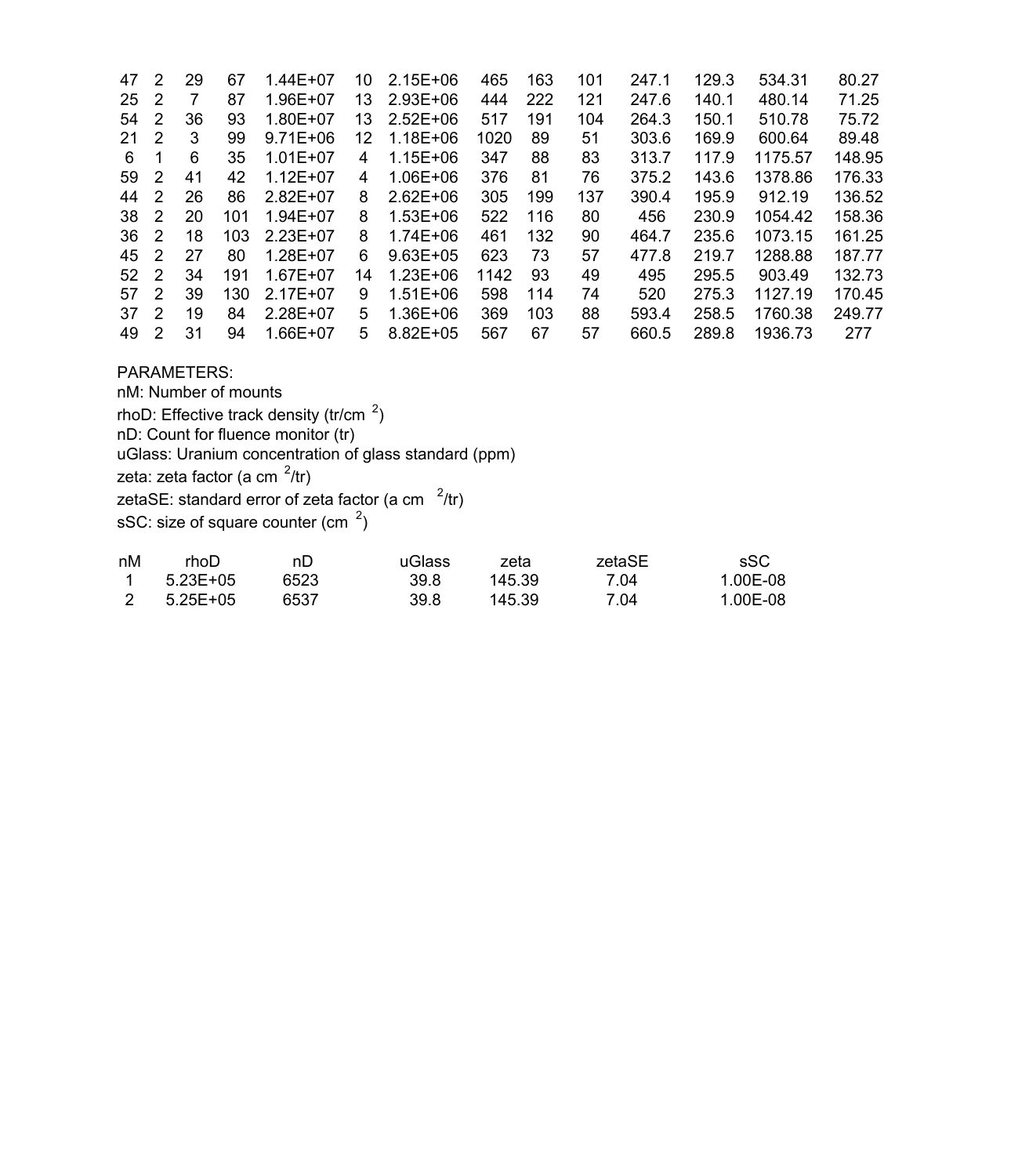| | | | | | | | | | | | | | |
|---|---|---|---|---|---|---|---|---|---|---|---|---|---|
| 47 | 2 | 29 | 67 | 1.44E+07 | 10 | 2.15E+06 | 465 | 163 | 101 | 247.1 | 129.3 | 534.31 | 80.27 |
| 25 | 2 | 7 | 87 | 1.96E+07 | 13 | 2.93E+06 | 444 | 222 | 121 | 247.6 | 140.1 | 480.14 | 71.25 |
| 54 | 2 | 36 | 93 | 1.80E+07 | 13 | 2.52E+06 | 517 | 191 | 104 | 264.3 | 150.1 | 510.78 | 75.72 |
| 21 | 2 | 3 | 99 | 9.71E+06 | 12 | 1.18E+06 | 1020 | 89 | 51 | 303.6 | 169.9 | 600.64 | 89.48 |
| 6 | 1 | 6 | 35 | 1.01E+07 | 4 | 1.15E+06 | 347 | 88 | 83 | 313.7 | 117.9 | 1175.57 | 148.95 |
| 59 | 2 | 41 | 42 | 1.12E+07 | 4 | 1.06E+06 | 376 | 81 | 76 | 375.2 | 143.6 | 1378.86 | 176.33 |
| 44 | 2 | 26 | 86 | 2.82E+07 | 8 | 2.62E+06 | 305 | 199 | 137 | 390.4 | 195.9 | 912.19 | 136.52 |
| 38 | 2 | 20 | 101 | 1.94E+07 | 8 | 1.53E+06 | 522 | 116 | 80 | 456 | 230.9 | 1054.42 | 158.36 |
| 36 | 2 | 18 | 103 | 2.23E+07 | 8 | 1.74E+06 | 461 | 132 | 90 | 464.7 | 235.6 | 1073.15 | 161.25 |
| 45 | 2 | 27 | 80 | 1.28E+07 | 6 | 9.63E+05 | 623 | 73 | 57 | 477.8 | 219.7 | 1288.88 | 187.77 |
| 52 | 2 | 34 | 191 | 1.67E+07 | 14 | 1.23E+06 | 1142 | 93 | 49 | 495 | 295.5 | 903.49 | 132.73 |
| 57 | 2 | 39 | 130 | 2.17E+07 | 9 | 1.51E+06 | 598 | 114 | 74 | 520 | 275.3 | 1127.19 | 170.45 |
| 37 | 2 | 19 | 84 | 2.28E+07 | 5 | 1.36E+06 | 369 | 103 | 88 | 593.4 | 258.5 | 1760.38 | 249.77 |
| 49 | 2 | 31 | 94 | 1.66E+07 | 5 | 8.82E+05 | 567 | 67 | 57 | 660.5 | 289.8 | 1936.73 | 277 |

PARAMETERS:

nM: Number of mounts

rhoD: Effective track density (tr/cm $^2$)

nD: Count for fluence monitor (tr)

uGlass: Uranium concentration of glass standard (ppm)

zeta: zeta factor (a cm $^2$/tr)

zetaSE: standard error of zeta factor (a cm $^2$/tr)

sSC: size of square counter (cm $^2$)

| nM | rhoD | nD | uGlass | zeta | zetaSE | sSC |
|---|---|---|---|---|---|---|
| 1 | 5.23E+05 | 6523 | 39.8 | 145.39 | 7.04 | 1.00E-08 |
| 2 | 5.25E+05 | 6537 | 39.8 | 145.39 | 7.04 | 1.00E-08 |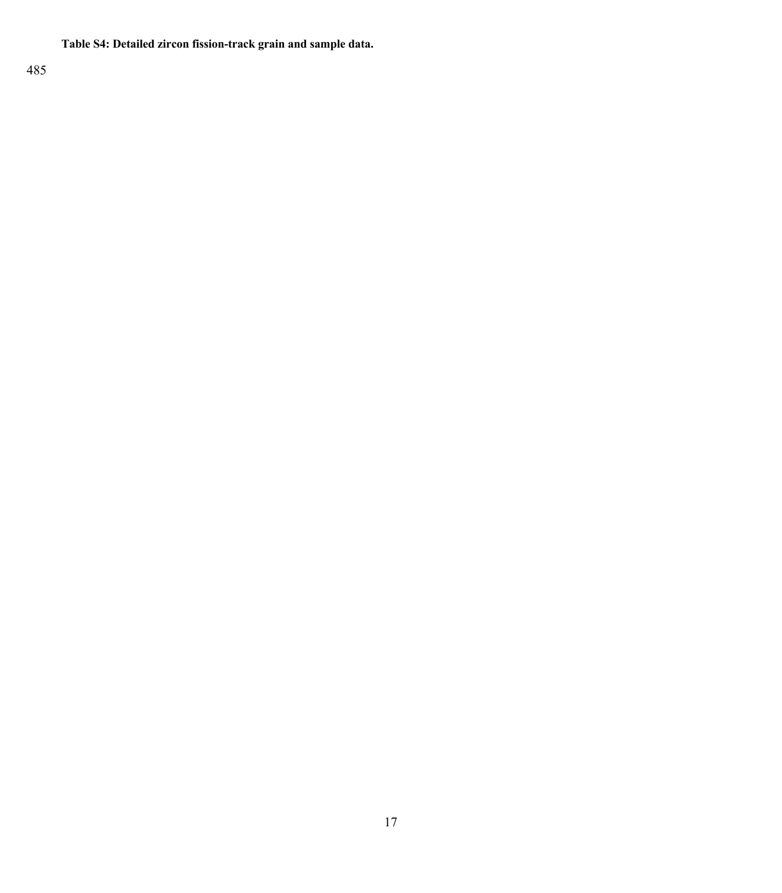**Table S4: Detailed zircon fission-track grain and sample data.**